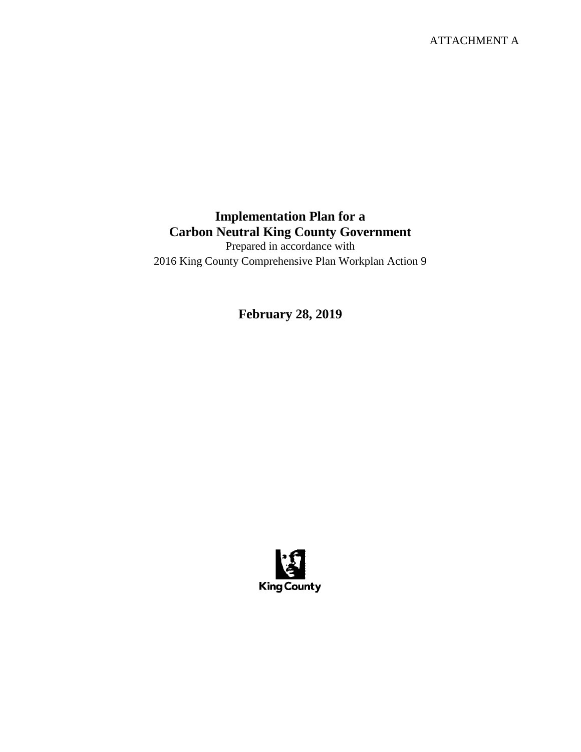ATTACHMENT A

# Implementation Plan for a Carbon Neutral King County Government

Prepared in accordance with
2016 King County Comprehensive Plan Workplan Action 9

**February 28, 2019**

King County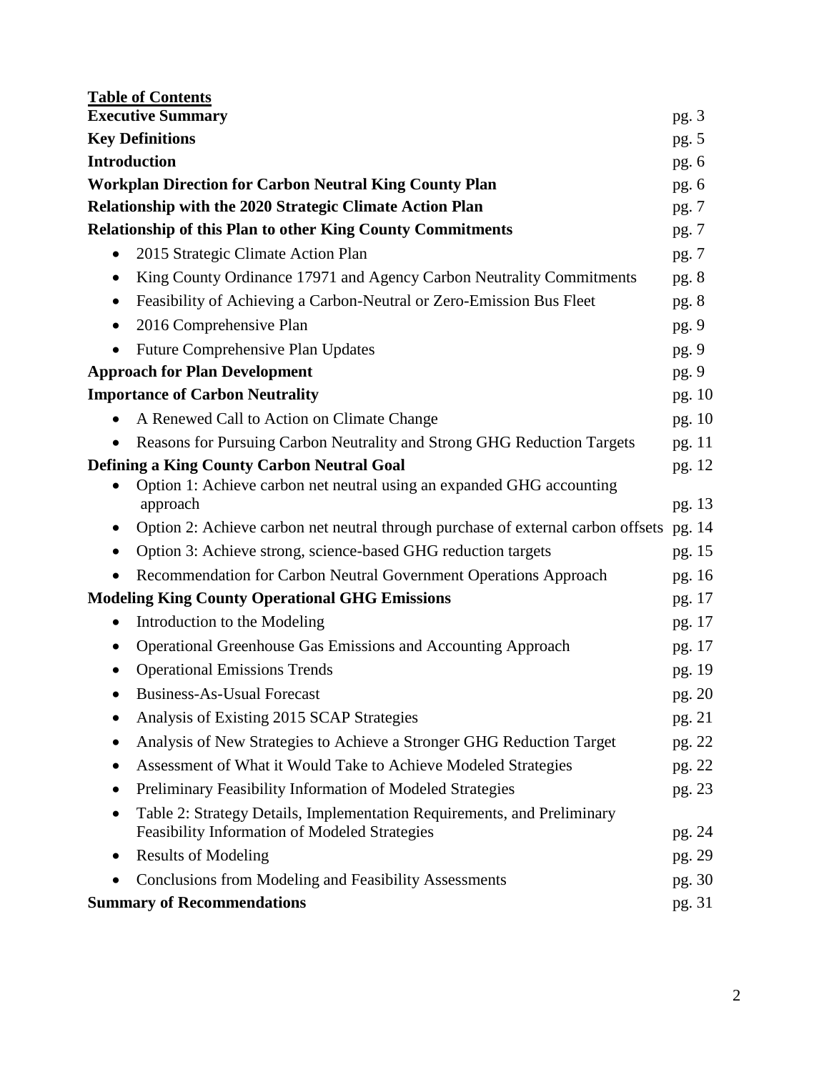## Table of Contents

**Executive Summary** pg. 3

**Key Definitions** pg. 5

**Introduction** pg. 6

**Workplan Direction for Carbon Neutral King County Plan** pg. 6

**Relationship with the 2020 Strategic Climate Action Plan** pg. 7

**Relationship of this Plan to other King County Commitments** pg. 7

- 2015 Strategic Climate Action Plan pg. 7
- King County Ordinance 17971 and Agency Carbon Neutrality Commitments pg. 8
- Feasibility of Achieving a Carbon-Neutral or Zero-Emission Bus Fleet pg. 8
- 2016 Comprehensive Plan pg. 9
- Future Comprehensive Plan Updates pg. 9

**Approach for Plan Development** pg. 9

**Importance of Carbon Neutrality** pg. 10

- A Renewed Call to Action on Climate Change pg. 10
- Reasons for Pursuing Carbon Neutrality and Strong GHG Reduction Targets pg. 11

**Defining a King County Carbon Neutral Goal** pg. 12

- Option 1: Achieve carbon net neutral using an expanded GHG accounting approach pg. 13
- Option 2: Achieve carbon net neutral through purchase of external carbon offsets pg. 14
- Option 3: Achieve strong, science-based GHG reduction targets pg. 15
- Recommendation for Carbon Neutral Government Operations Approach pg. 16

**Modeling King County Operational GHG Emissions** pg. 17

- Introduction to the Modeling pg. 17
- Operational Greenhouse Gas Emissions and Accounting Approach pg. 17
- Operational Emissions Trends pg. 19
- Business-As-Usual Forecast pg. 20
- Analysis of Existing 2015 SCAP Strategies pg. 21
- Analysis of New Strategies to Achieve a Stronger GHG Reduction Target pg. 22
- Assessment of What it Would Take to Achieve Modeled Strategies pg. 22
- Preliminary Feasibility Information of Modeled Strategies pg. 23
- Table 2: Strategy Details, Implementation Requirements, and Preliminary Feasibility Information of Modeled Strategies pg. 24
- Results of Modeling pg. 29
- Conclusions from Modeling and Feasibility Assessments pg. 30

**Summary of Recommendations** pg. 31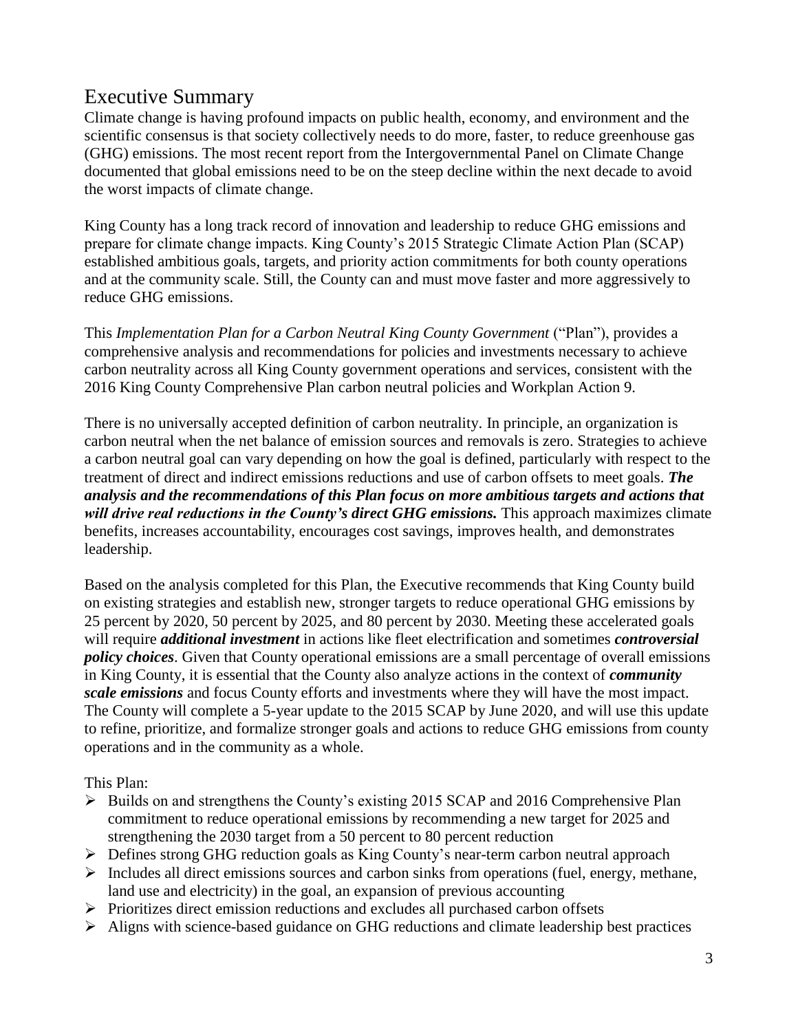# Executive Summary

Climate change is having profound impacts on public health, economy, and environment and the scientific consensus is that society collectively needs to do more, faster, to reduce greenhouse gas (GHG) emissions. The most recent report from the Intergovernmental Panel on Climate Change documented that global emissions need to be on the steep decline within the next decade to avoid the worst impacts of climate change.

King County has a long track record of innovation and leadership to reduce GHG emissions and prepare for climate change impacts. King County's 2015 Strategic Climate Action Plan (SCAP) established ambitious goals, targets, and priority action commitments for both county operations and at the community scale. Still, the County can and must move faster and more aggressively to reduce GHG emissions.

This *Implementation Plan for a Carbon Neutral King County Government* ("Plan"), provides a comprehensive analysis and recommendations for policies and investments necessary to achieve carbon neutrality across all King County government operations and services, consistent with the 2016 King County Comprehensive Plan carbon neutral policies and Workplan Action 9.

There is no universally accepted definition of carbon neutrality. In principle, an organization is carbon neutral when the net balance of emission sources and removals is zero. Strategies to achieve a carbon neutral goal can vary depending on how the goal is defined, particularly with respect to the treatment of direct and indirect emissions reductions and use of carbon offsets to meet goals. ***The analysis and the recommendations of this Plan focus on more ambitious targets and actions that will drive real reductions in the County's direct GHG emissions.*** This approach maximizes climate benefits, increases accountability, encourages cost savings, improves health, and demonstrates leadership.

Based on the analysis completed for this Plan, the Executive recommends that King County build on existing strategies and establish new, stronger targets to reduce operational GHG emissions by 25 percent by 2020, 50 percent by 2025, and 80 percent by 2030. Meeting these accelerated goals will require ***additional investment*** in actions like fleet electrification and sometimes ***controversial policy choices***. Given that County operational emissions are a small percentage of overall emissions in King County, it is essential that the County also analyze actions in the context of ***community scale emissions*** and focus County efforts and investments where they will have the most impact. The County will complete a 5-year update to the 2015 SCAP by June 2020, and will use this update to refine, prioritize, and formalize stronger goals and actions to reduce GHG emissions from county operations and in the community as a whole.

This Plan:

- Builds on and strengthens the County's existing 2015 SCAP and 2016 Comprehensive Plan commitment to reduce operational emissions by recommending a new target for 2025 and strengthening the 2030 target from a 50 percent to 80 percent reduction
- Defines strong GHG reduction goals as King County's near-term carbon neutral approach
- Includes all direct emissions sources and carbon sinks from operations (fuel, energy, methane, land use and electricity) in the goal, an expansion of previous accounting
- Prioritizes direct emission reductions and excludes all purchased carbon offsets
- Aligns with science-based guidance on GHG reductions and climate leadership best practices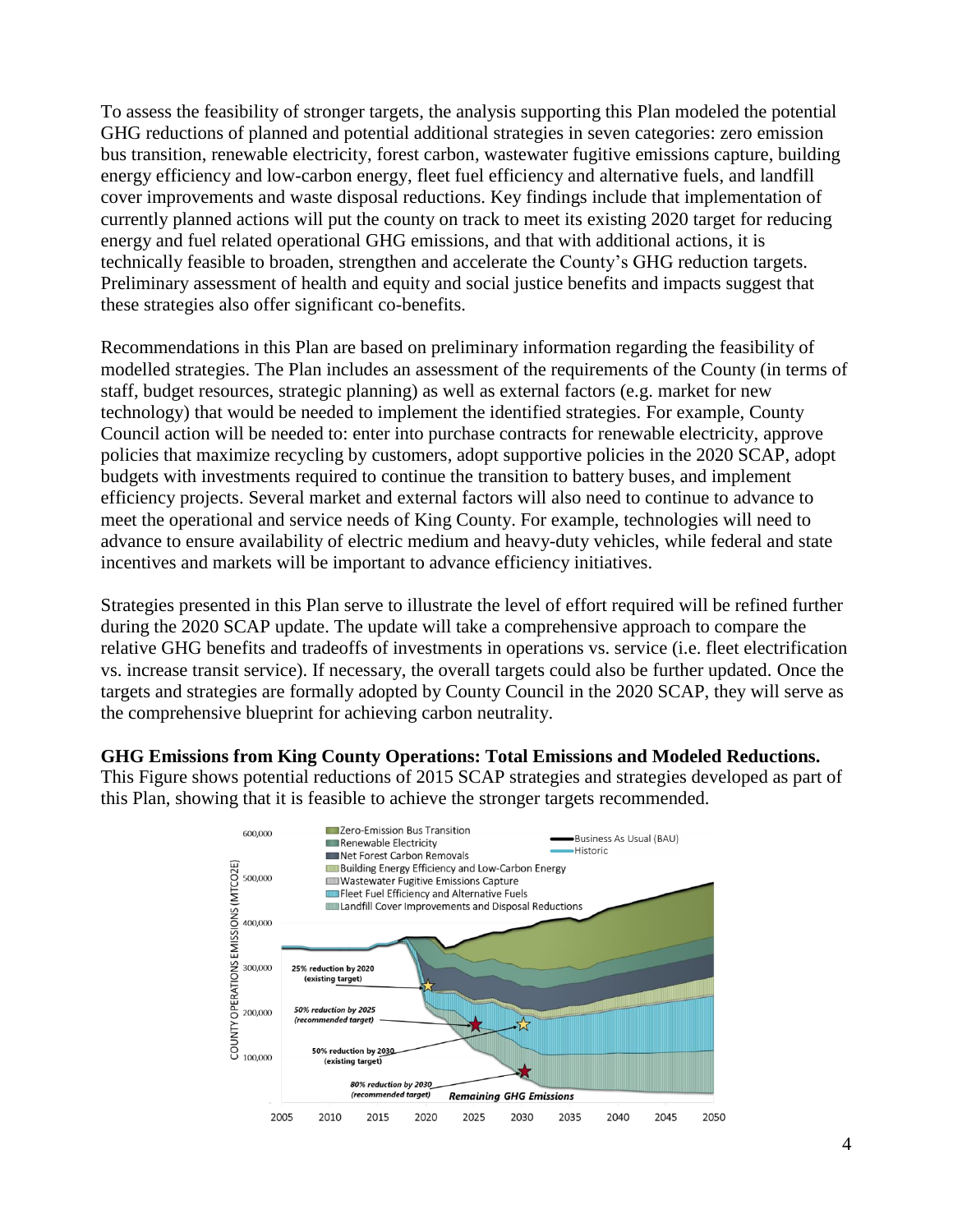To assess the feasibility of stronger targets, the analysis supporting this Plan modeled the potential GHG reductions of planned and potential additional strategies in seven categories: zero emission bus transition, renewable electricity, forest carbon, wastewater fugitive emissions capture, building energy efficiency and low-carbon energy, fleet fuel efficiency and alternative fuels, and landfill cover improvements and waste disposal reductions. Key findings include that implementation of currently planned actions will put the county on track to meet its existing 2020 target for reducing energy and fuel related operational GHG emissions, and that with additional actions, it is technically feasible to broaden, strengthen and accelerate the County's GHG reduction targets. Preliminary assessment of health and equity and social justice benefits and impacts suggest that these strategies also offer significant co-benefits.

Recommendations in this Plan are based on preliminary information regarding the feasibility of modelled strategies. The Plan includes an assessment of the requirements of the County (in terms of staff, budget resources, strategic planning) as well as external factors (e.g. market for new technology) that would be needed to implement the identified strategies. For example, County Council action will be needed to: enter into purchase contracts for renewable electricity, approve policies that maximize recycling by customers, adopt supportive policies in the 2020 SCAP, adopt budgets with investments required to continue the transition to battery buses, and implement efficiency projects. Several market and external factors will also need to continue to advance to meet the operational and service needs of King County. For example, technologies will need to advance to ensure availability of electric medium and heavy-duty vehicles, while federal and state incentives and markets will be important to advance efficiency initiatives.

Strategies presented in this Plan serve to illustrate the level of effort required will be refined further during the 2020 SCAP update. The update will take a comprehensive approach to compare the relative GHG benefits and tradeoffs of investments in operations vs. service (i.e. fleet electrification vs. increase transit service). If necessary, the overall targets could also be further updated. Once the targets and strategies are formally adopted by County Council in the 2020 SCAP, they will serve as the comprehensive blueprint for achieving carbon neutrality.

**GHG Emissions from King County Operations: Total Emissions and Modeled Reductions.** This Figure shows potential reductions of 2015 SCAP strategies and strategies developed as part of this Plan, showing that it is feasible to achieve the stronger targets recommended.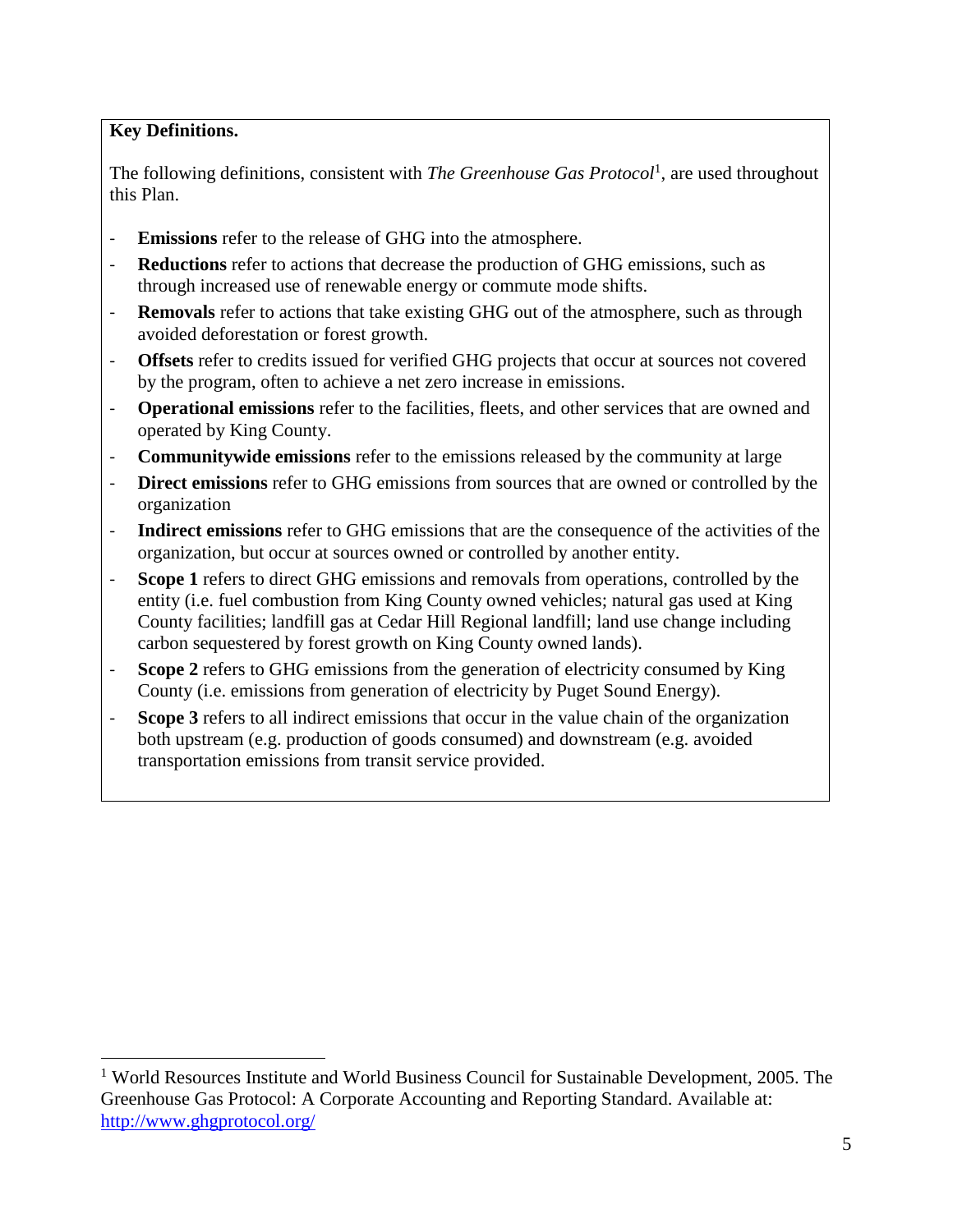**Key Definitions.**

The following definitions, consistent with *The Greenhouse Gas Protocol*[1], are used throughout this Plan.

- **Emissions** refer to the release of GHG into the atmosphere.
- **Reductions** refer to actions that decrease the production of GHG emissions, such as through increased use of renewable energy or commute mode shifts.
- **Removals** refer to actions that take existing GHG out of the atmosphere, such as through avoided deforestation or forest growth.
- **Offsets** refer to credits issued for verified GHG projects that occur at sources not covered by the program, often to achieve a net zero increase in emissions.
- **Operational emissions** refer to the facilities, fleets, and other services that are owned and operated by King County.
- **Communitywide emissions** refer to the emissions released by the community at large
- **Direct emissions** refer to GHG emissions from sources that are owned or controlled by the organization
- **Indirect emissions** refer to GHG emissions that are the consequence of the activities of the organization, but occur at sources owned or controlled by another entity.
- **Scope 1** refers to direct GHG emissions and removals from operations, controlled by the entity (i.e. fuel combustion from King County owned vehicles; natural gas used at King County facilities; landfill gas at Cedar Hill Regional landfill; land use change including carbon sequestered by forest growth on King County owned lands).
- **Scope 2** refers to GHG emissions from the generation of electricity consumed by King County (i.e. emissions from generation of electricity by Puget Sound Energy).
- **Scope 3** refers to all indirect emissions that occur in the value chain of the organization both upstream (e.g. production of goods consumed) and downstream (e.g. avoided transportation emissions from transit service provided.

[1] World Resources Institute and World Business Council for Sustainable Development, 2005. The Greenhouse Gas Protocol: A Corporate Accounting and Reporting Standard. Available at: http://www.ghgprotocol.org/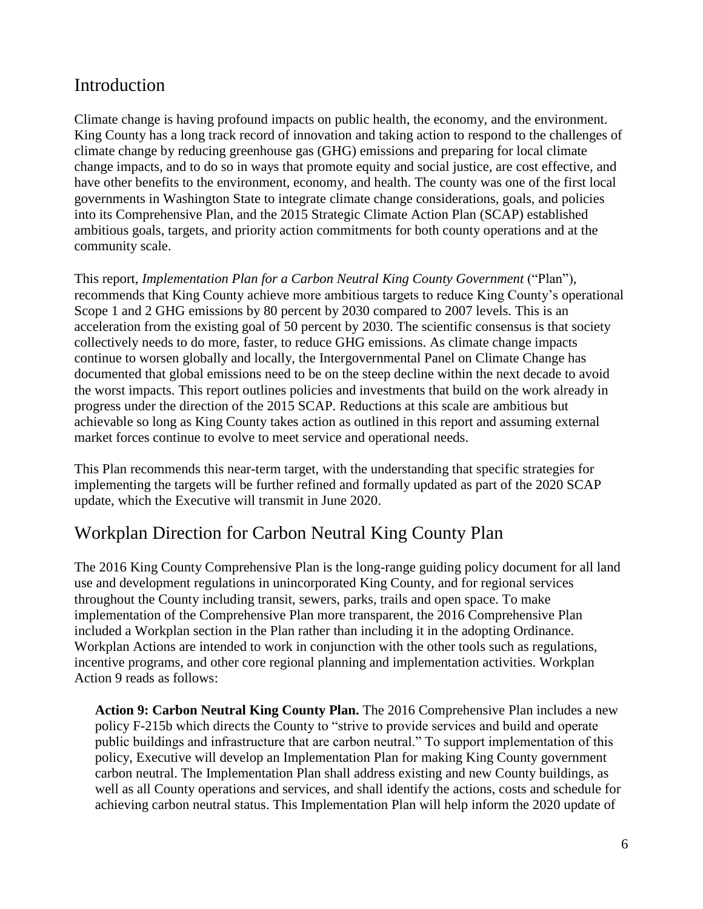## Introduction

Climate change is having profound impacts on public health, the economy, and the environment. King County has a long track record of innovation and taking action to respond to the challenges of climate change by reducing greenhouse gas (GHG) emissions and preparing for local climate change impacts, and to do so in ways that promote equity and social justice, are cost effective, and have other benefits to the environment, economy, and health. The county was one of the first local governments in Washington State to integrate climate change considerations, goals, and policies into its Comprehensive Plan, and the 2015 Strategic Climate Action Plan (SCAP) established ambitious goals, targets, and priority action commitments for both county operations and at the community scale.

This report, *Implementation Plan for a Carbon Neutral King County Government* ("Plan"), recommends that King County achieve more ambitious targets to reduce King County's operational Scope 1 and 2 GHG emissions by 80 percent by 2030 compared to 2007 levels. This is an acceleration from the existing goal of 50 percent by 2030. The scientific consensus is that society collectively needs to do more, faster, to reduce GHG emissions. As climate change impacts continue to worsen globally and locally, the Intergovernmental Panel on Climate Change has documented that global emissions need to be on the steep decline within the next decade to avoid the worst impacts. This report outlines policies and investments that build on the work already in progress under the direction of the 2015 SCAP. Reductions at this scale are ambitious but achievable so long as King County takes action as outlined in this report and assuming external market forces continue to evolve to meet service and operational needs.

This Plan recommends this near-term target, with the understanding that specific strategies for implementing the targets will be further refined and formally updated as part of the 2020 SCAP update, which the Executive will transmit in June 2020.

## Workplan Direction for Carbon Neutral King County Plan

The 2016 King County Comprehensive Plan is the long-range guiding policy document for all land use and development regulations in unincorporated King County, and for regional services throughout the County including transit, sewers, parks, trails and open space. To make implementation of the Comprehensive Plan more transparent, the 2016 Comprehensive Plan included a Workplan section in the Plan rather than including it in the adopting Ordinance. Workplan Actions are intended to work in conjunction with the other tools such as regulations, incentive programs, and other core regional planning and implementation activities. Workplan Action 9 reads as follows:

> **Action 9: Carbon Neutral King County Plan.** The 2016 Comprehensive Plan includes a new policy F-215b which directs the County to "strive to provide services and build and operate public buildings and infrastructure that are carbon neutral." To support implementation of this policy, Executive will develop an Implementation Plan for making King County government carbon neutral. The Implementation Plan shall address existing and new County buildings, as well as all County operations and services, and shall identify the actions, costs and schedule for achieving carbon neutral status. This Implementation Plan will help inform the 2020 update of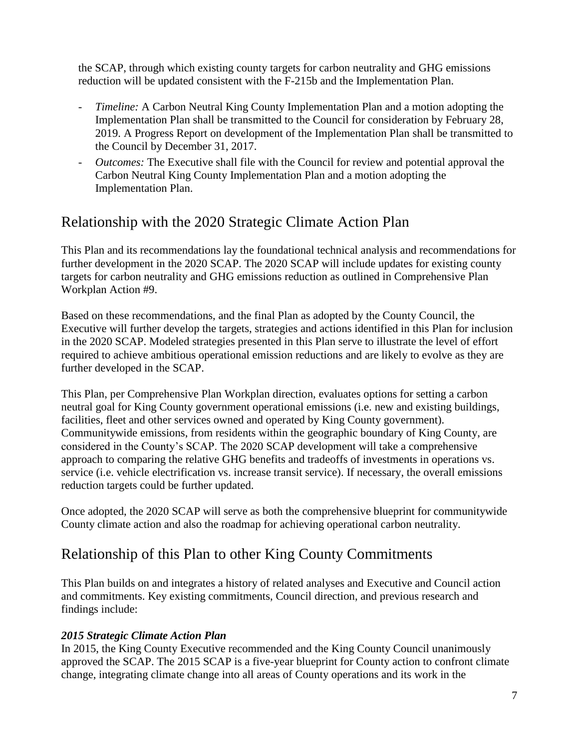the SCAP, through which existing county targets for carbon neutrality and GHG emissions reduction will be updated consistent with the F-215b and the Implementation Plan.

- *Timeline:* A Carbon Neutral King County Implementation Plan and a motion adopting the Implementation Plan shall be transmitted to the Council for consideration by February 28, 2019. A Progress Report on development of the Implementation Plan shall be transmitted to the Council by December 31, 2017.
- *Outcomes:* The Executive shall file with the Council for review and potential approval the Carbon Neutral King County Implementation Plan and a motion adopting the Implementation Plan.

## Relationship with the 2020 Strategic Climate Action Plan

This Plan and its recommendations lay the foundational technical analysis and recommendations for further development in the 2020 SCAP. The 2020 SCAP will include updates for existing county targets for carbon neutrality and GHG emissions reduction as outlined in Comprehensive Plan Workplan Action #9.

Based on these recommendations, and the final Plan as adopted by the County Council, the Executive will further develop the targets, strategies and actions identified in this Plan for inclusion in the 2020 SCAP. Modeled strategies presented in this Plan serve to illustrate the level of effort required to achieve ambitious operational emission reductions and are likely to evolve as they are further developed in the SCAP.

This Plan, per Comprehensive Plan Workplan direction, evaluates options for setting a carbon neutral goal for King County government operational emissions (i.e. new and existing buildings, facilities, fleet and other services owned and operated by King County government). Communitywide emissions, from residents within the geographic boundary of King County, are considered in the County's SCAP. The 2020 SCAP development will take a comprehensive approach to comparing the relative GHG benefits and tradeoffs of investments in operations vs. service (i.e. vehicle electrification vs. increase transit service). If necessary, the overall emissions reduction targets could be further updated.

Once adopted, the 2020 SCAP will serve as both the comprehensive blueprint for communitywide County climate action and also the roadmap for achieving operational carbon neutrality.

## Relationship of this Plan to other King County Commitments

This Plan builds on and integrates a history of related analyses and Executive and Council action and commitments. Key existing commitments, Council direction, and previous research and findings include:

***2015 Strategic Climate Action Plan***

In 2015, the King County Executive recommended and the King County Council unanimously approved the SCAP. The 2015 SCAP is a five-year blueprint for County action to confront climate change, integrating climate change into all areas of County operations and its work in the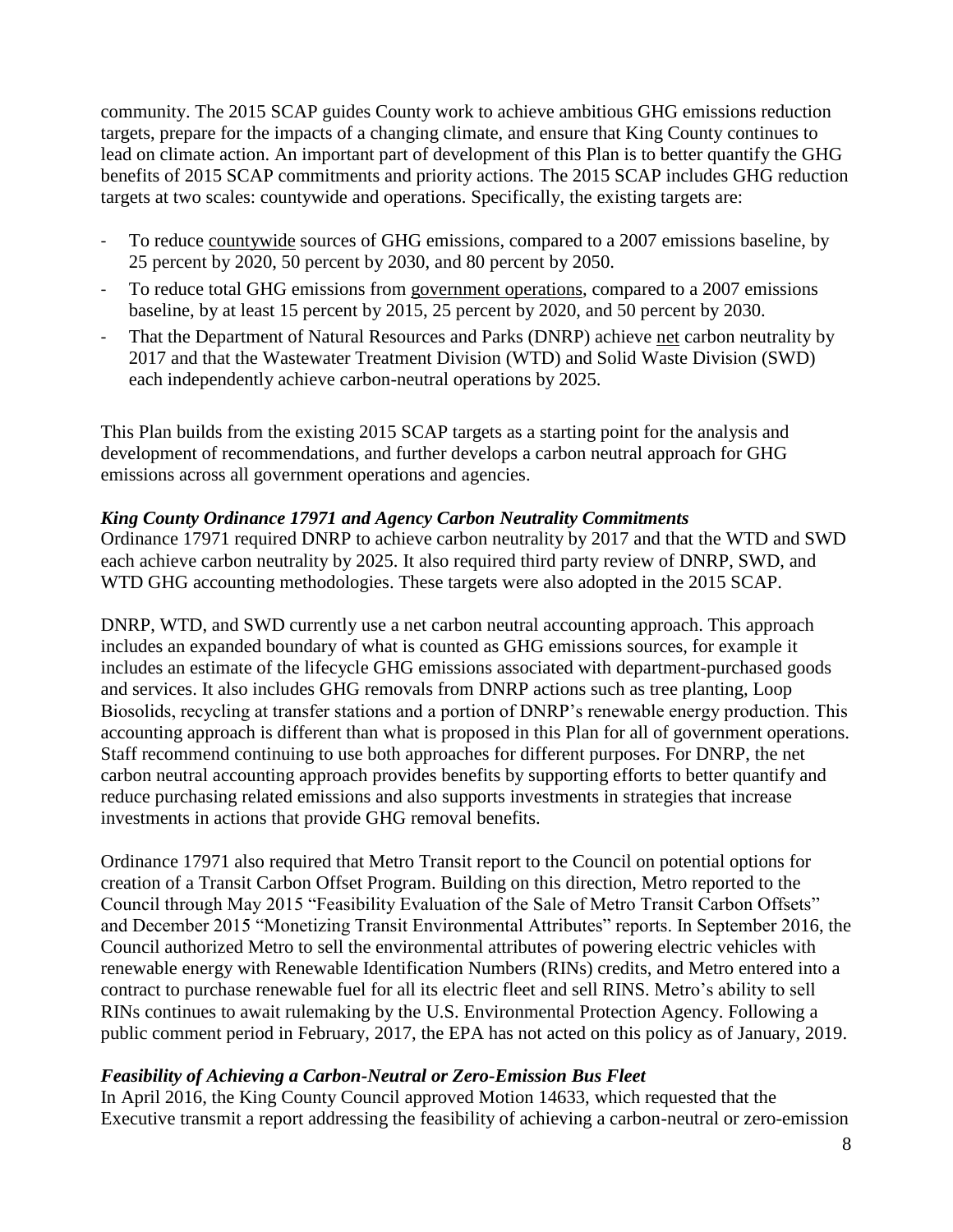community. The 2015 SCAP guides County work to achieve ambitious GHG emissions reduction targets, prepare for the impacts of a changing climate, and ensure that King County continues to lead on climate action. An important part of development of this Plan is to better quantify the GHG benefits of 2015 SCAP commitments and priority actions. The 2015 SCAP includes GHG reduction targets at two scales: countywide and operations. Specifically, the existing targets are:

- To reduce <u>countywide</u> sources of GHG emissions, compared to a 2007 emissions baseline, by 25 percent by 2020, 50 percent by 2030, and 80 percent by 2050.
- To reduce total GHG emissions from <u>government operations</u>, compared to a 2007 emissions baseline, by at least 15 percent by 2015, 25 percent by 2020, and 50 percent by 2030.
- That the Department of Natural Resources and Parks (DNRP) achieve <u>net</u> carbon neutrality by 2017 and that the Wastewater Treatment Division (WTD) and Solid Waste Division (SWD) each independently achieve carbon-neutral operations by 2025.

This Plan builds from the existing 2015 SCAP targets as a starting point for the analysis and development of recommendations, and further develops a carbon neutral approach for GHG emissions across all government operations and agencies.

***King County Ordinance 17971 and Agency Carbon Neutrality Commitments***

Ordinance 17971 required DNRP to achieve carbon neutrality by 2017 and that the WTD and SWD each achieve carbon neutrality by 2025. It also required third party review of DNRP, SWD, and WTD GHG accounting methodologies. These targets were also adopted in the 2015 SCAP.

DNRP, WTD, and SWD currently use a net carbon neutral accounting approach. This approach includes an expanded boundary of what is counted as GHG emissions sources, for example it includes an estimate of the lifecycle GHG emissions associated with department-purchased goods and services. It also includes GHG removals from DNRP actions such as tree planting, Loop Biosolids, recycling at transfer stations and a portion of DNRP's renewable energy production. This accounting approach is different than what is proposed in this Plan for all of government operations. Staff recommend continuing to use both approaches for different purposes. For DNRP, the net carbon neutral accounting approach provides benefits by supporting efforts to better quantify and reduce purchasing related emissions and also supports investments in strategies that increase investments in actions that provide GHG removal benefits.

Ordinance 17971 also required that Metro Transit report to the Council on potential options for creation of a Transit Carbon Offset Program. Building on this direction, Metro reported to the Council through May 2015 "Feasibility Evaluation of the Sale of Metro Transit Carbon Offsets" and December 2015 "Monetizing Transit Environmental Attributes" reports. In September 2016, the Council authorized Metro to sell the environmental attributes of powering electric vehicles with renewable energy with Renewable Identification Numbers (RINs) credits, and Metro entered into a contract to purchase renewable fuel for all its electric fleet and sell RINS. Metro's ability to sell RINs continues to await rulemaking by the U.S. Environmental Protection Agency. Following a public comment period in February, 2017, the EPA has not acted on this policy as of January, 2019.

***Feasibility of Achieving a Carbon-Neutral or Zero-Emission Bus Fleet***

In April 2016, the King County Council approved Motion 14633, which requested that the Executive transmit a report addressing the feasibility of achieving a carbon-neutral or zero-emission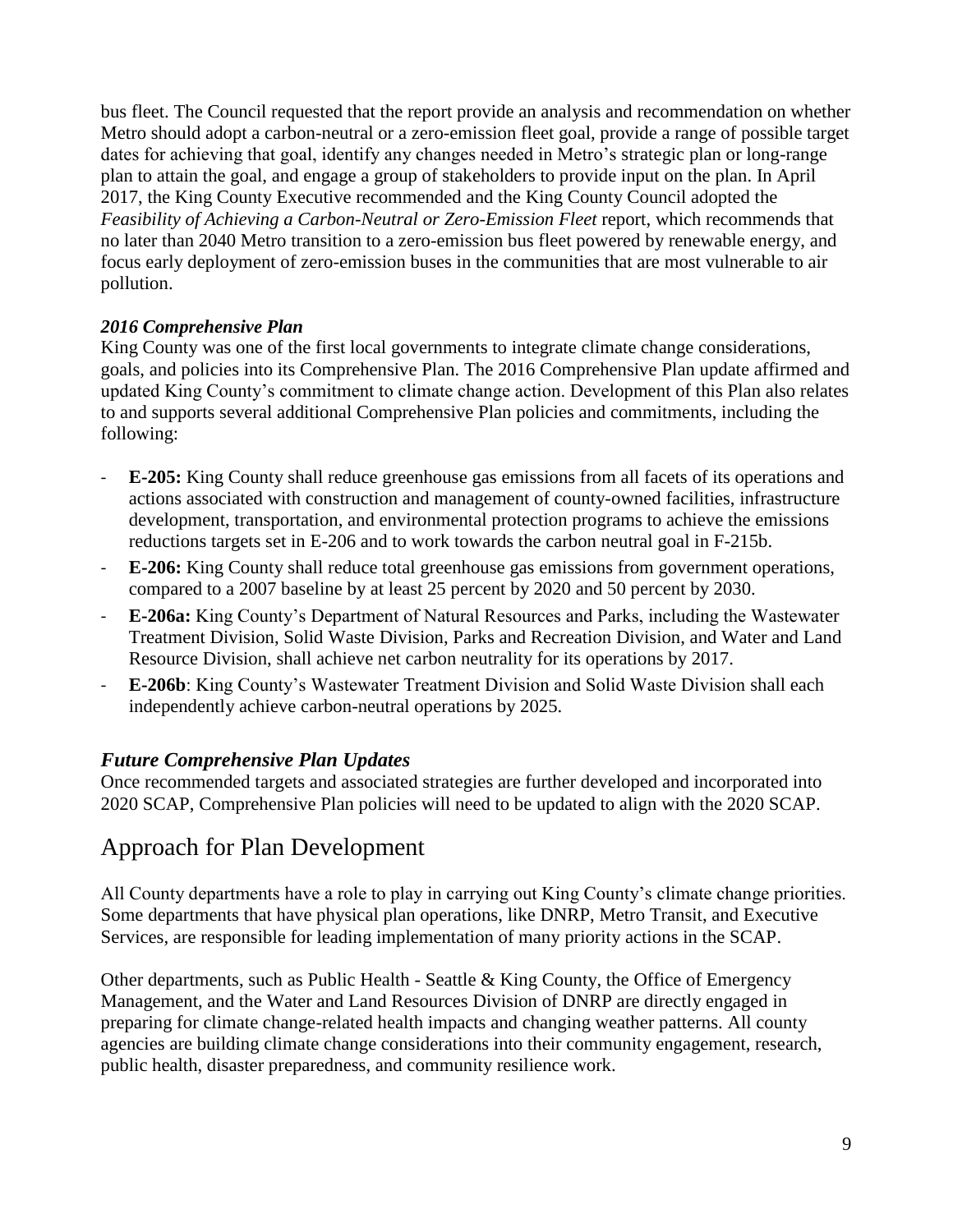bus fleet. The Council requested that the report provide an analysis and recommendation on whether Metro should adopt a carbon-neutral or a zero-emission fleet goal, provide a range of possible target dates for achieving that goal, identify any changes needed in Metro's strategic plan or long-range plan to attain the goal, and engage a group of stakeholders to provide input on the plan. In April 2017, the King County Executive recommended and the King County Council adopted the *Feasibility of Achieving a Carbon-Neutral or Zero-Emission Fleet* report, which recommends that no later than 2040 Metro transition to a zero-emission bus fleet powered by renewable energy, and focus early deployment of zero-emission buses in the communities that are most vulnerable to air pollution.

***2016 Comprehensive Plan***

King County was one of the first local governments to integrate climate change considerations, goals, and policies into its Comprehensive Plan. The 2016 Comprehensive Plan update affirmed and updated King County's commitment to climate change action. Development of this Plan also relates to and supports several additional Comprehensive Plan policies and commitments, including the following:

- **E-205:** King County shall reduce greenhouse gas emissions from all facets of its operations and actions associated with construction and management of county-owned facilities, infrastructure development, transportation, and environmental protection programs to achieve the emissions reductions targets set in E-206 and to work towards the carbon neutral goal in F-215b.
- **E-206:** King County shall reduce total greenhouse gas emissions from government operations, compared to a 2007 baseline by at least 25 percent by 2020 and 50 percent by 2030.
- **E-206a:** King County's Department of Natural Resources and Parks, including the Wastewater Treatment Division, Solid Waste Division, Parks and Recreation Division, and Water and Land Resource Division, shall achieve net carbon neutrality for its operations by 2017.
- **E-206b**: King County's Wastewater Treatment Division and Solid Waste Division shall each independently achieve carbon-neutral operations by 2025.

### *Future Comprehensive Plan Updates*

Once recommended targets and associated strategies are further developed and incorporated into 2020 SCAP, Comprehensive Plan policies will need to be updated to align with the 2020 SCAP.

## Approach for Plan Development

All County departments have a role to play in carrying out King County's climate change priorities. Some departments that have physical plan operations, like DNRP, Metro Transit, and Executive Services, are responsible for leading implementation of many priority actions in the SCAP.

Other departments, such as Public Health - Seattle & King County, the Office of Emergency Management, and the Water and Land Resources Division of DNRP are directly engaged in preparing for climate change-related health impacts and changing weather patterns. All county agencies are building climate change considerations into their community engagement, research, public health, disaster preparedness, and community resilience work.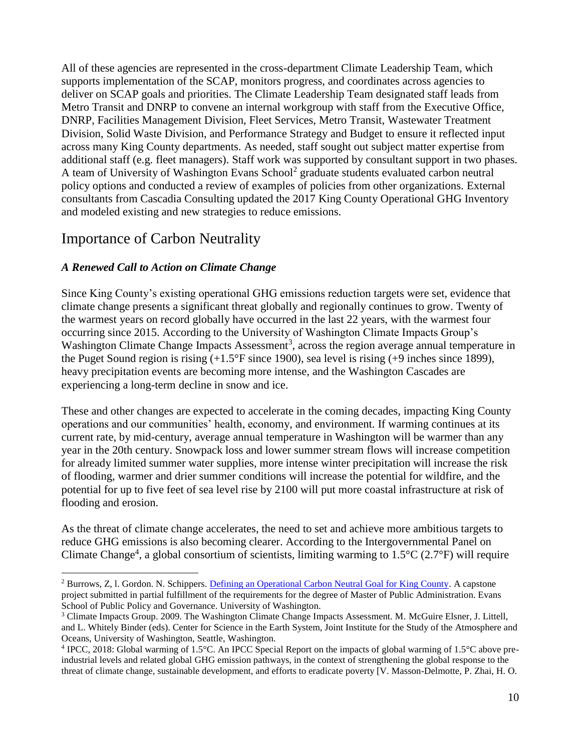All of these agencies are represented in the cross-department Climate Leadership Team, which supports implementation of the SCAP, monitors progress, and coordinates across agencies to deliver on SCAP goals and priorities. The Climate Leadership Team designated staff leads from Metro Transit and DNRP to convene an internal workgroup with staff from the Executive Office, DNRP, Facilities Management Division, Fleet Services, Metro Transit, Wastewater Treatment Division, Solid Waste Division, and Performance Strategy and Budget to ensure it reflected input across many King County departments. As needed, staff sought out subject matter expertise from additional staff (e.g. fleet managers). Staff work was supported by consultant support in two phases. A team of University of Washington Evans School[2] graduate students evaluated carbon neutral policy options and conducted a review of examples of policies from other organizations. External consultants from Cascadia Consulting updated the 2017 King County Operational GHG Inventory and modeled existing and new strategies to reduce emissions.

## Importance of Carbon Neutrality

### *A Renewed Call to Action on Climate Change*

Since King County's existing operational GHG emissions reduction targets were set, evidence that climate change presents a significant threat globally and regionally continues to grow. Twenty of the warmest years on record globally have occurred in the last 22 years, with the warmest four occurring since 2015. According to the University of Washington Climate Impacts Group's Washington Climate Change Impacts Assessment[3], across the region average annual temperature in the Puget Sound region is rising (+1.5°F since 1900), sea level is rising (+9 inches since 1899), heavy precipitation events are becoming more intense, and the Washington Cascades are experiencing a long-term decline in snow and ice.

These and other changes are expected to accelerate in the coming decades, impacting King County operations and our communities' health, economy, and environment. If warming continues at its current rate, by mid-century, average annual temperature in Washington will be warmer than any year in the 20th century. Snowpack loss and lower summer stream flows will increase competition for already limited summer water supplies, more intense winter precipitation will increase the risk of flooding, warmer and drier summer conditions will increase the potential for wildfire, and the potential for up to five feet of sea level rise by 2100 will put more coastal infrastructure at risk of flooding and erosion.

As the threat of climate change accelerates, the need to set and achieve more ambitious targets to reduce GHG emissions is also becoming clearer. According to the Intergovernmental Panel on Climate Change[4], a global consortium of scientists, limiting warming to 1.5°C (2.7°F) will require

---

[2] Burrows, Z, l. Gordon. N. Schippers. Defining an Operational Carbon Neutral Goal for King County. A capstone project submitted in partial fulfillment of the requirements for the degree of Master of Public Administration. Evans School of Public Policy and Governance. University of Washington.

[3] Climate Impacts Group. 2009. The Washington Climate Change Impacts Assessment. M. McGuire Elsner, J. Littell, and L. Whitely Binder (eds). Center for Science in the Earth System, Joint Institute for the Study of the Atmosphere and Oceans, University of Washington, Seattle, Washington.

[4] IPCC, 2018: Global warming of 1.5°C. An IPCC Special Report on the impacts of global warming of 1.5°C above pre-industrial levels and related global GHG emission pathways, in the context of strengthening the global response to the threat of climate change, sustainable development, and efforts to eradicate poverty [V. Masson-Delmotte, P. Zhai, H. O.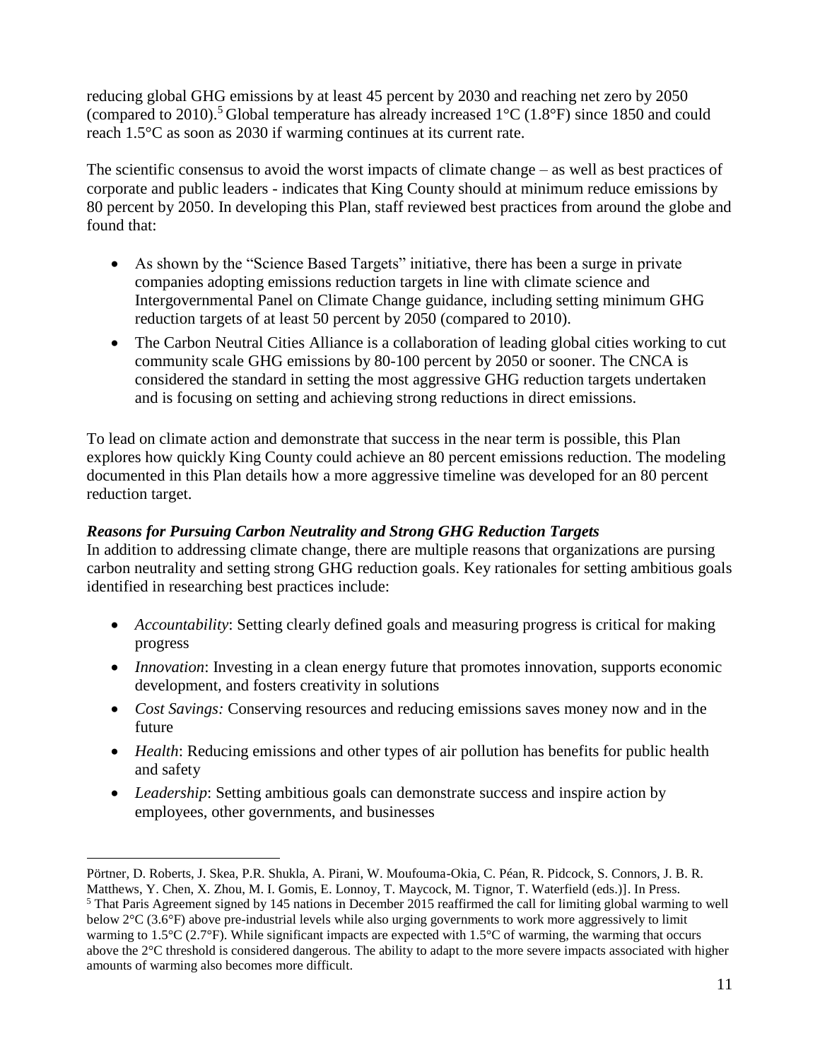reducing global GHG emissions by at least 45 percent by 2030 and reaching net zero by 2050 (compared to 2010).[5] Global temperature has already increased 1°C (1.8°F) since 1850 and could reach 1.5°C as soon as 2030 if warming continues at its current rate.

The scientific consensus to avoid the worst impacts of climate change – as well as best practices of corporate and public leaders - indicates that King County should at minimum reduce emissions by 80 percent by 2050. In developing this Plan, staff reviewed best practices from around the globe and found that:

- As shown by the "Science Based Targets" initiative, there has been a surge in private companies adopting emissions reduction targets in line with climate science and Intergovernmental Panel on Climate Change guidance, including setting minimum GHG reduction targets of at least 50 percent by 2050 (compared to 2010).
- The Carbon Neutral Cities Alliance is a collaboration of leading global cities working to cut community scale GHG emissions by 80-100 percent by 2050 or sooner. The CNCA is considered the standard in setting the most aggressive GHG reduction targets undertaken and is focusing on setting and achieving strong reductions in direct emissions.

To lead on climate action and demonstrate that success in the near term is possible, this Plan explores how quickly King County could achieve an 80 percent emissions reduction. The modeling documented in this Plan details how a more aggressive timeline was developed for an 80 percent reduction target.

***Reasons for Pursuing Carbon Neutrality and Strong GHG Reduction Targets***

In addition to addressing climate change, there are multiple reasons that organizations are pursing carbon neutrality and setting strong GHG reduction goals. Key rationales for setting ambitious goals identified in researching best practices include:

- *Accountability*: Setting clearly defined goals and measuring progress is critical for making progress
- *Innovation*: Investing in a clean energy future that promotes innovation, supports economic development, and fosters creativity in solutions
- *Cost Savings:* Conserving resources and reducing emissions saves money now and in the future
- *Health*: Reducing emissions and other types of air pollution has benefits for public health and safety
- *Leadership*: Setting ambitious goals can demonstrate success and inspire action by employees, other governments, and businesses

---

Pörtner, D. Roberts, J. Skea, P.R. Shukla, A. Pirani, W. Moufouma-Okia, C. Péan, R. Pidcock, S. Connors, J. B. R. Matthews, Y. Chen, X. Zhou, M. I. Gomis, E. Lonnoy, T. Maycock, M. Tignor, T. Waterfield (eds.)]. In Press.

[5] That Paris Agreement signed by 145 nations in December 2015 reaffirmed the call for limiting global warming to well below 2°C (3.6°F) above pre-industrial levels while also urging governments to work more aggressively to limit warming to 1.5°C (2.7°F). While significant impacts are expected with 1.5°C of warming, the warming that occurs above the 2°C threshold is considered dangerous. The ability to adapt to the more severe impacts associated with higher amounts of warming also becomes more difficult.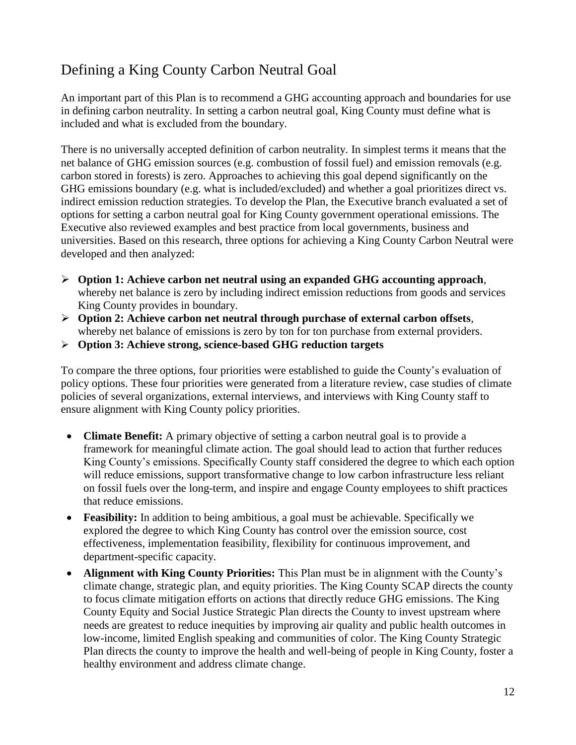## Defining a King County Carbon Neutral Goal

An important part of this Plan is to recommend a GHG accounting approach and boundaries for use in defining carbon neutrality. In setting a carbon neutral goal, King County must define what is included and what is excluded from the boundary.

There is no universally accepted definition of carbon neutrality. In simplest terms it means that the net balance of GHG emission sources (e.g. combustion of fossil fuel) and emission removals (e.g. carbon stored in forests) is zero. Approaches to achieving this goal depend significantly on the GHG emissions boundary (e.g. what is included/excluded) and whether a goal prioritizes direct vs. indirect emission reduction strategies. To develop the Plan, the Executive branch evaluated a set of options for setting a carbon neutral goal for King County government operational emissions. The Executive also reviewed examples and best practice from local governments, business and universities. Based on this research, three options for achieving a King County Carbon Neutral were developed and then analyzed:

- **Option 1: Achieve carbon net neutral using an expanded GHG accounting approach**, whereby net balance is zero by including indirect emission reductions from goods and services King County provides in boundary.
- **Option 2: Achieve carbon net neutral through purchase of external carbon offsets**, whereby net balance of emissions is zero by ton for ton purchase from external providers.
- **Option 3: Achieve strong, science-based GHG reduction targets**

To compare the three options, four priorities were established to guide the County's evaluation of policy options. These four priorities were generated from a literature review, case studies of climate policies of several organizations, external interviews, and interviews with King County staff to ensure alignment with King County policy priorities.

- **Climate Benefit:** A primary objective of setting a carbon neutral goal is to provide a framework for meaningful climate action. The goal should lead to action that further reduces King County's emissions. Specifically County staff considered the degree to which each option will reduce emissions, support transformative change to low carbon infrastructure less reliant on fossil fuels over the long-term, and inspire and engage County employees to shift practices that reduce emissions.
- **Feasibility:** In addition to being ambitious, a goal must be achievable. Specifically we explored the degree to which King County has control over the emission source, cost effectiveness, implementation feasibility, flexibility for continuous improvement, and department-specific capacity.
- **Alignment with King County Priorities:** This Plan must be in alignment with the County's climate change, strategic plan, and equity priorities. The King County SCAP directs the county to focus climate mitigation efforts on actions that directly reduce GHG emissions. The King County Equity and Social Justice Strategic Plan directs the County to invest upstream where needs are greatest to reduce inequities by improving air quality and public health outcomes in low-income, limited English speaking and communities of color. The King County Strategic Plan directs the county to improve the health and well-being of people in King County, foster a healthy environment and address climate change.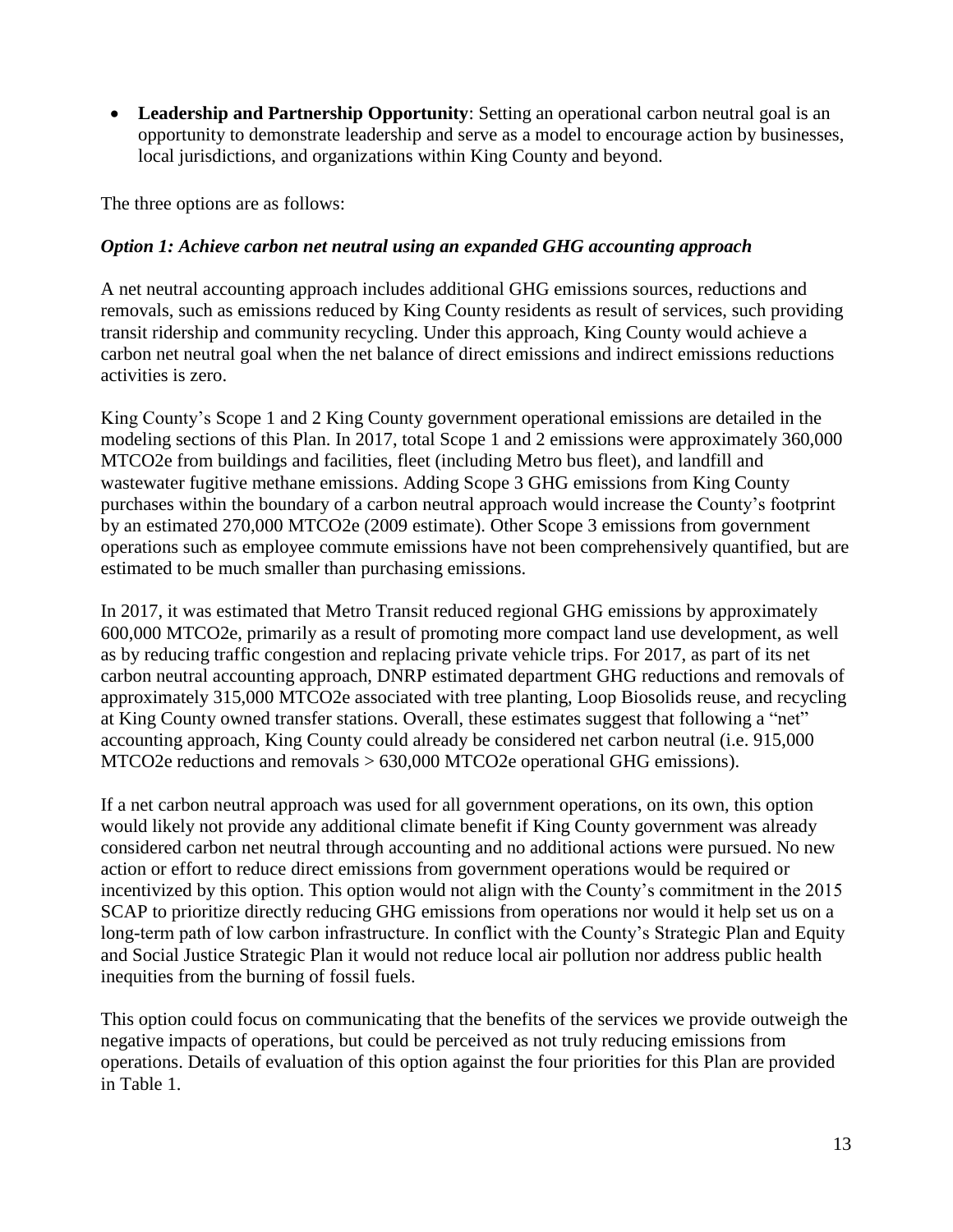- **Leadership and Partnership Opportunity**: Setting an operational carbon neutral goal is an opportunity to demonstrate leadership and serve as a model to encourage action by businesses, local jurisdictions, and organizations within King County and beyond.

The three options are as follows:

### *Option 1: Achieve carbon net neutral using an expanded GHG accounting approach*

A net neutral accounting approach includes additional GHG emissions sources, reductions and removals, such as emissions reduced by King County residents as result of services, such providing transit ridership and community recycling. Under this approach, King County would achieve a carbon net neutral goal when the net balance of direct emissions and indirect emissions reductions activities is zero.

King County's Scope 1 and 2 King County government operational emissions are detailed in the modeling sections of this Plan. In 2017, total Scope 1 and 2 emissions were approximately 360,000 MTCO2e from buildings and facilities, fleet (including Metro bus fleet), and landfill and wastewater fugitive methane emissions. Adding Scope 3 GHG emissions from King County purchases within the boundary of a carbon neutral approach would increase the County's footprint by an estimated 270,000 MTCO2e (2009 estimate). Other Scope 3 emissions from government operations such as employee commute emissions have not been comprehensively quantified, but are estimated to be much smaller than purchasing emissions.

In 2017, it was estimated that Metro Transit reduced regional GHG emissions by approximately 600,000 MTCO2e, primarily as a result of promoting more compact land use development, as well as by reducing traffic congestion and replacing private vehicle trips. For 2017, as part of its net carbon neutral accounting approach, DNRP estimated department GHG reductions and removals of approximately 315,000 MTCO2e associated with tree planting, Loop Biosolids reuse, and recycling at King County owned transfer stations. Overall, these estimates suggest that following a "net" accounting approach, King County could already be considered net carbon neutral (i.e. 915,000 MTCO2e reductions and removals > 630,000 MTCO2e operational GHG emissions).

If a net carbon neutral approach was used for all government operations, on its own, this option would likely not provide any additional climate benefit if King County government was already considered carbon net neutral through accounting and no additional actions were pursued. No new action or effort to reduce direct emissions from government operations would be required or incentivized by this option. This option would not align with the County's commitment in the 2015 SCAP to prioritize directly reducing GHG emissions from operations nor would it help set us on a long-term path of low carbon infrastructure. In conflict with the County's Strategic Plan and Equity and Social Justice Strategic Plan it would not reduce local air pollution nor address public health inequities from the burning of fossil fuels.

This option could focus on communicating that the benefits of the services we provide outweigh the negative impacts of operations, but could be perceived as not truly reducing emissions from operations. Details of evaluation of this option against the four priorities for this Plan are provided in Table 1.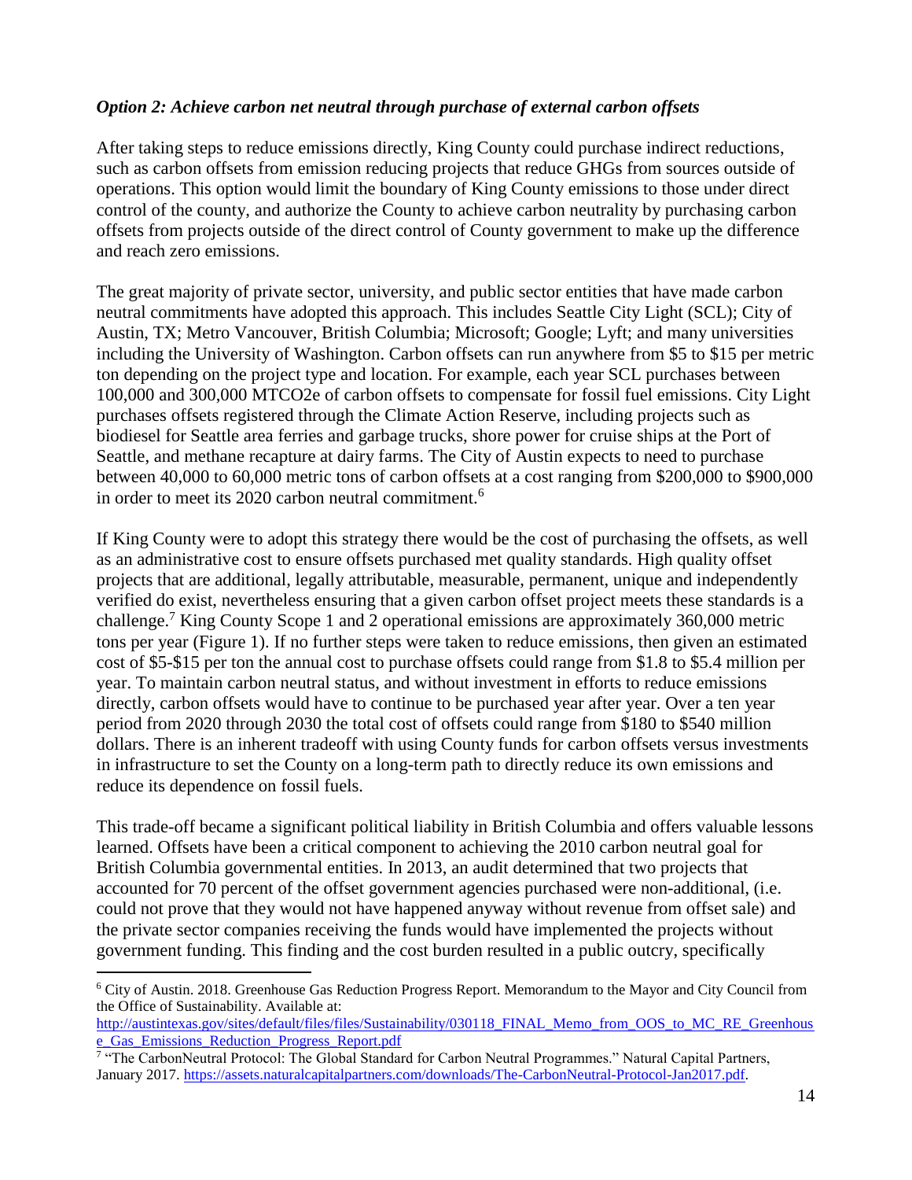***Option 2: Achieve carbon net neutral through purchase of external carbon offsets***

After taking steps to reduce emissions directly, King County could purchase indirect reductions, such as carbon offsets from emission reducing projects that reduce GHGs from sources outside of operations. This option would limit the boundary of King County emissions to those under direct control of the county, and authorize the County to achieve carbon neutrality by purchasing carbon offsets from projects outside of the direct control of County government to make up the difference and reach zero emissions.

The great majority of private sector, university, and public sector entities that have made carbon neutral commitments have adopted this approach. This includes Seattle City Light (SCL); City of Austin, TX; Metro Vancouver, British Columbia; Microsoft; Google; Lyft; and many universities including the University of Washington. Carbon offsets can run anywhere from $5 to $15 per metric ton depending on the project type and location. For example, each year SCL purchases between 100,000 and 300,000 MTCO2e of carbon offsets to compensate for fossil fuel emissions. City Light purchases offsets registered through the Climate Action Reserve, including projects such as biodiesel for Seattle area ferries and garbage trucks, shore power for cruise ships at the Port of Seattle, and methane recapture at dairy farms. The City of Austin expects to need to purchase between 40,000 to 60,000 metric tons of carbon offsets at a cost ranging from $200,000 to $900,000 in order to meet its 2020 carbon neutral commitment.[6]

If King County were to adopt this strategy there would be the cost of purchasing the offsets, as well as an administrative cost to ensure offsets purchased met quality standards. High quality offset projects that are additional, legally attributable, measurable, permanent, unique and independently verified do exist, nevertheless ensuring that a given carbon offset project meets these standards is a challenge.[7] King County Scope 1 and 2 operational emissions are approximately 360,000 metric tons per year (Figure 1). If no further steps were taken to reduce emissions, then given an estimated cost of $5-$15 per ton the annual cost to purchase offsets could range from $1.8 to $5.4 million per year. To maintain carbon neutral status, and without investment in efforts to reduce emissions directly, carbon offsets would have to continue to be purchased year after year. Over a ten year period from 2020 through 2030 the total cost of offsets could range from $180 to $540 million dollars. There is an inherent tradeoff with using County funds for carbon offsets versus investments in infrastructure to set the County on a long-term path to directly reduce its own emissions and reduce its dependence on fossil fuels.

This trade-off became a significant political liability in British Columbia and offers valuable lessons learned. Offsets have been a critical component to achieving the 2010 carbon neutral goal for British Columbia governmental entities. In 2013, an audit determined that two projects that accounted for 70 percent of the offset government agencies purchased were non-additional, (i.e. could not prove that they would not have happened anyway without revenue from offset sale) and the private sector companies receiving the funds would have implemented the projects without government funding. This finding and the cost burden resulted in a public outcry, specifically

---

[6] City of Austin. 2018. Greenhouse Gas Reduction Progress Report. Memorandum to the Mayor and City Council from the Office of Sustainability. Available at: http://austintexas.gov/sites/default/files/files/Sustainability/030118_FINAL_Memo_from_OOS_to_MC_RE_Greenhouse_Gas_Emissions_Reduction_Progress_Report.pdf

[7] "The CarbonNeutral Protocol: The Global Standard for Carbon Neutral Programmes." Natural Capital Partners, January 2017. https://assets.naturalcapitalpartners.com/downloads/The-CarbonNeutral-Protocol-Jan2017.pdf.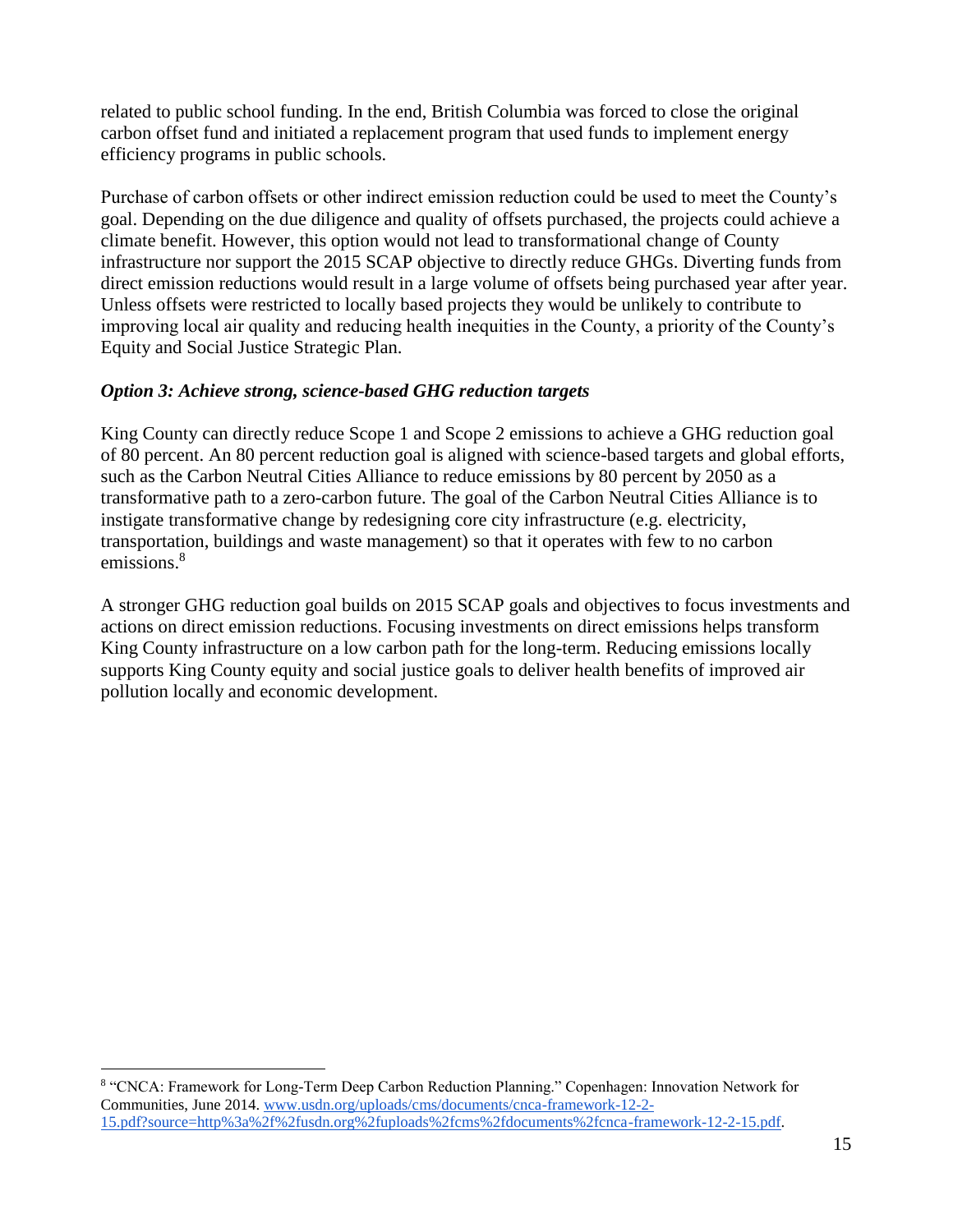related to public school funding. In the end, British Columbia was forced to close the original carbon offset fund and initiated a replacement program that used funds to implement energy efficiency programs in public schools.

Purchase of carbon offsets or other indirect emission reduction could be used to meet the County's goal. Depending on the due diligence and quality of offsets purchased, the projects could achieve a climate benefit. However, this option would not lead to transformational change of County infrastructure nor support the 2015 SCAP objective to directly reduce GHGs. Diverting funds from direct emission reductions would result in a large volume of offsets being purchased year after year. Unless offsets were restricted to locally based projects they would be unlikely to contribute to improving local air quality and reducing health inequities in the County, a priority of the County's Equity and Social Justice Strategic Plan.

### *Option 3: Achieve strong, science-based GHG reduction targets*

King County can directly reduce Scope 1 and Scope 2 emissions to achieve a GHG reduction goal of 80 percent. An 80 percent reduction goal is aligned with science-based targets and global efforts, such as the Carbon Neutral Cities Alliance to reduce emissions by 80 percent by 2050 as a transformative path to a zero-carbon future. The goal of the Carbon Neutral Cities Alliance is to instigate transformative change by redesigning core city infrastructure (e.g. electricity, transportation, buildings and waste management) so that it operates with few to no carbon emissions.[8]

A stronger GHG reduction goal builds on 2015 SCAP goals and objectives to focus investments and actions on direct emission reductions. Focusing investments on direct emissions helps transform King County infrastructure on a low carbon path for the long-term. Reducing emissions locally supports King County equity and social justice goals to deliver health benefits of improved air pollution locally and economic development.

---

[8] "CNCA: Framework for Long-Term Deep Carbon Reduction Planning." Copenhagen: Innovation Network for Communities, June 2014. [www.usdn.org/uploads/cms/documents/cnca-framework-12-2-15.pdf?source=http%3a%2f%2fusdn.org%2fuploads%2fcms%2fdocuments%2fcnca-framework-12-2-15.pdf](www.usdn.org/uploads/cms/documents/cnca-framework-12-2-15.pdf?source=http%3a%2f%2fusdn.org%2fuploads%2fcms%2fdocuments%2fcnca-framework-12-2-15.pdf).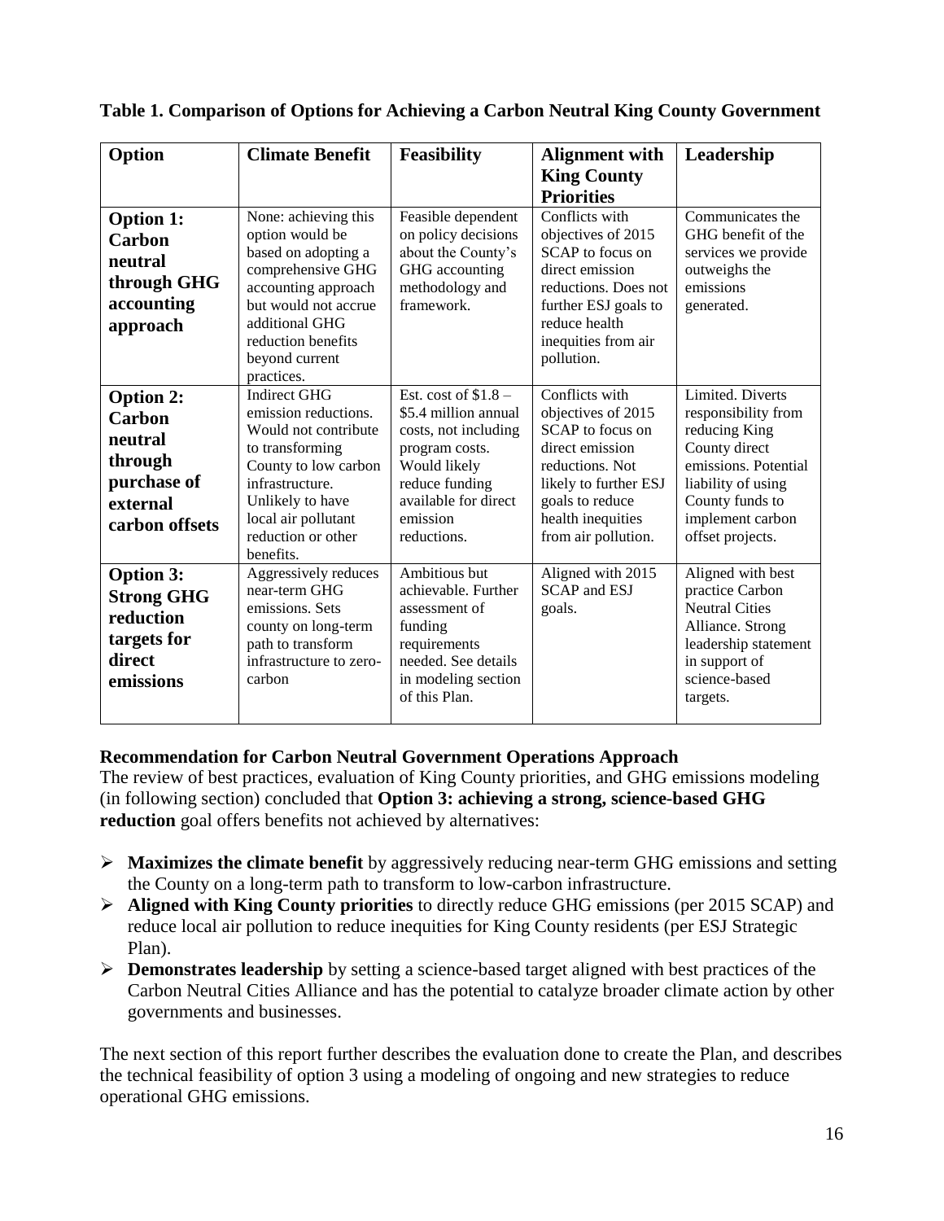**Table 1. Comparison of Options for Achieving a Carbon Neutral King County Government**

| Option | Climate Benefit | Feasibility | Alignment with King County Priorities | Leadership |
|---|---|---|---|---|
| **Option 1: Carbon neutral through GHG accounting approach** | None: achieving this option would be based on adopting a comprehensive GHG accounting approach but would not accrue additional GHG reduction benefits beyond current practices. | Feasible dependent on policy decisions about the County's GHG accounting methodology and framework. | Conflicts with objectives of 2015 SCAP to focus on direct emission reductions. Does not further ESJ goals to reduce health inequities from air pollution. | Communicates the GHG benefit of the services we provide outweighs the emissions generated. |
| **Option 2: Carbon neutral through purchase of external carbon offsets** | Indirect GHG emission reductions. Would not contribute to transforming County to low carbon infrastructure. Unlikely to have local air pollutant reduction or other benefits. | Est. cost of $1.8 – $5.4 million annual costs, not including program costs. Would likely reduce funding available for direct emission reductions. | Conflicts with objectives of 2015 SCAP to focus on direct emission reductions. Not likely to further ESJ goals to reduce health inequities from air pollution. | Limited. Diverts responsibility from reducing King County direct emissions. Potential liability of using County funds to implement carbon offset projects. |
| **Option 3: Strong GHG reduction targets for direct emissions** | Aggressively reduces near-term GHG emissions. Sets county on long-term path to transform infrastructure to zero-carbon | Ambitious but achievable. Further assessment of funding requirements needed. See details in modeling section of this Plan. | Aligned with 2015 SCAP and ESJ goals. | Aligned with best practice Carbon Neutral Cities Alliance. Strong leadership statement in support of science-based targets. |

**Recommendation for Carbon Neutral Government Operations Approach**

The review of best practices, evaluation of King County priorities, and GHG emissions modeling (in following section) concluded that **Option 3: achieving a strong, science-based GHG reduction** goal offers benefits not achieved by alternatives:

- **Maximizes the climate benefit** by aggressively reducing near-term GHG emissions and setting the County on a long-term path to transform to low-carbon infrastructure.
- **Aligned with King County priorities** to directly reduce GHG emissions (per 2015 SCAP) and reduce local air pollution to reduce inequities for King County residents (per ESJ Strategic Plan).
- **Demonstrates leadership** by setting a science-based target aligned with best practices of the Carbon Neutral Cities Alliance and has the potential to catalyze broader climate action by other governments and businesses.

The next section of this report further describes the evaluation done to create the Plan, and describes the technical feasibility of option 3 using a modeling of ongoing and new strategies to reduce operational GHG emissions.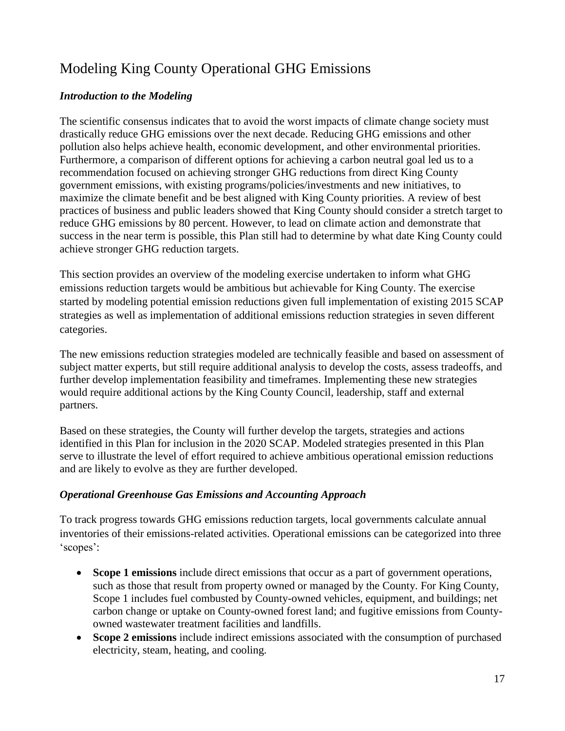# Modeling King County Operational GHG Emissions

### *Introduction to the Modeling*

The scientific consensus indicates that to avoid the worst impacts of climate change society must drastically reduce GHG emissions over the next decade. Reducing GHG emissions and other pollution also helps achieve health, economic development, and other environmental priorities. Furthermore, a comparison of different options for achieving a carbon neutral goal led us to a recommendation focused on achieving stronger GHG reductions from direct King County government emissions, with existing programs/policies/investments and new initiatives, to maximize the climate benefit and be best aligned with King County priorities. A review of best practices of business and public leaders showed that King County should consider a stretch target to reduce GHG emissions by 80 percent. However, to lead on climate action and demonstrate that success in the near term is possible, this Plan still had to determine by what date King County could achieve stronger GHG reduction targets.

This section provides an overview of the modeling exercise undertaken to inform what GHG emissions reduction targets would be ambitious but achievable for King County. The exercise started by modeling potential emission reductions given full implementation of existing 2015 SCAP strategies as well as implementation of additional emissions reduction strategies in seven different categories.

The new emissions reduction strategies modeled are technically feasible and based on assessment of subject matter experts, but still require additional analysis to develop the costs, assess tradeoffs, and further develop implementation feasibility and timeframes. Implementing these new strategies would require additional actions by the King County Council, leadership, staff and external partners.

Based on these strategies, the County will further develop the targets, strategies and actions identified in this Plan for inclusion in the 2020 SCAP. Modeled strategies presented in this Plan serve to illustrate the level of effort required to achieve ambitious operational emission reductions and are likely to evolve as they are further developed.

### *Operational Greenhouse Gas Emissions and Accounting Approach*

To track progress towards GHG emissions reduction targets, local governments calculate annual inventories of their emissions-related activities. Operational emissions can be categorized into three 'scopes':

- **Scope 1 emissions** include direct emissions that occur as a part of government operations, such as those that result from property owned or managed by the County. For King County, Scope 1 includes fuel combusted by County-owned vehicles, equipment, and buildings; net carbon change or uptake on County-owned forest land; and fugitive emissions from County-owned wastewater treatment facilities and landfills.
- **Scope 2 emissions** include indirect emissions associated with the consumption of purchased electricity, steam, heating, and cooling.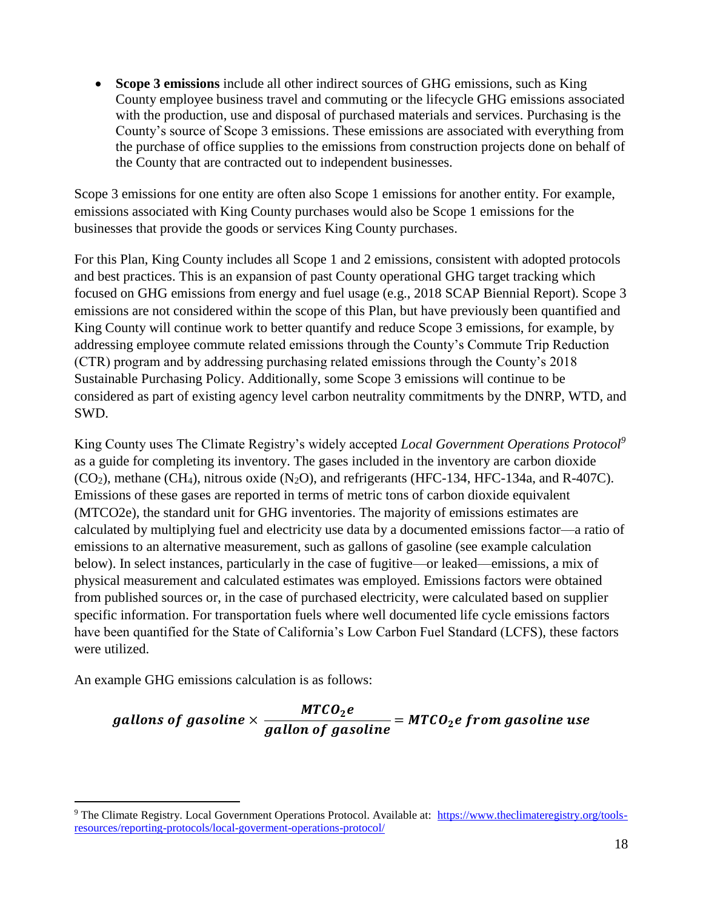- **Scope 3 emissions** include all other indirect sources of GHG emissions, such as King County employee business travel and commuting or the lifecycle GHG emissions associated with the production, use and disposal of purchased materials and services. Purchasing is the County's source of Scope 3 emissions. These emissions are associated with everything from the purchase of office supplies to the emissions from construction projects done on behalf of the County that are contracted out to independent businesses.

Scope 3 emissions for one entity are often also Scope 1 emissions for another entity. For example, emissions associated with King County purchases would also be Scope 1 emissions for the businesses that provide the goods or services King County purchases.

For this Plan, King County includes all Scope 1 and 2 emissions, consistent with adopted protocols and best practices. This is an expansion of past County operational GHG target tracking which focused on GHG emissions from energy and fuel usage (e.g., 2018 SCAP Biennial Report). Scope 3 emissions are not considered within the scope of this Plan, but have previously been quantified and King County will continue work to better quantify and reduce Scope 3 emissions, for example, by addressing employee commute related emissions through the County's Commute Trip Reduction (CTR) program and by addressing purchasing related emissions through the County's 2018 Sustainable Purchasing Policy. Additionally, some Scope 3 emissions will continue to be considered as part of existing agency level carbon neutrality commitments by the DNRP, WTD, and SWD.

King County uses The Climate Registry's widely accepted *Local Government Operations Protocol*[9] as a guide for completing its inventory. The gases included in the inventory are carbon dioxide ($CO_2$), methane ($CH_4$), nitrous oxide ($N_2O$), and refrigerants (HFC-134, HFC-134a, and R-407C). Emissions of these gases are reported in terms of metric tons of carbon dioxide equivalent (MTCO2e), the standard unit for GHG inventories. The majority of emissions estimates are calculated by multiplying fuel and electricity use data by a documented emissions factor—a ratio of emissions to an alternative measurement, such as gallons of gasoline (see example calculation below). In select instances, particularly in the case of fugitive—or leaked—emissions, a mix of physical measurement and calculated estimates was employed. Emissions factors were obtained from published sources or, in the case of purchased electricity, were calculated based on supplier specific information. For transportation fuels where well documented life cycle emissions factors have been quantified for the State of California's Low Carbon Fuel Standard (LCFS), these factors were utilized.

An example GHG emissions calculation is as follows:

$$\textbf{gallons of gasoline} \times \frac{\textbf{MTCO}_2\textbf{e}}{\textbf{gallon of gasoline}} = \textbf{MTCO}_2\textbf{e from gasoline use}$$

---

[9] The Climate Registry. Local Government Operations Protocol. Available at: https://www.theclimateregistry.org/tools-resources/reporting-protocols/local-goverment-operations-protocol/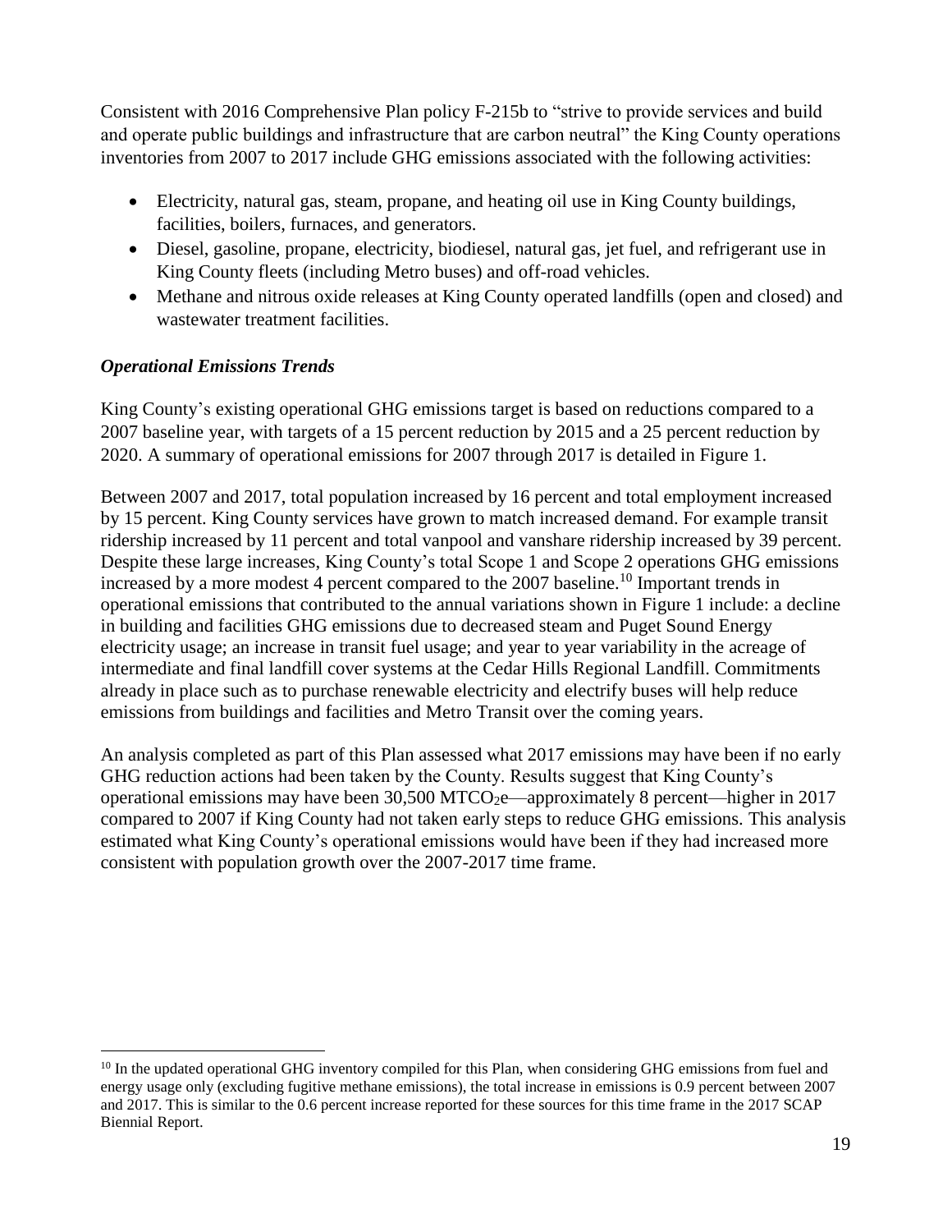Consistent with 2016 Comprehensive Plan policy F-215b to "strive to provide services and build and operate public buildings and infrastructure that are carbon neutral" the King County operations inventories from 2007 to 2017 include GHG emissions associated with the following activities:

- Electricity, natural gas, steam, propane, and heating oil use in King County buildings, facilities, boilers, furnaces, and generators.
- Diesel, gasoline, propane, electricity, biodiesel, natural gas, jet fuel, and refrigerant use in King County fleets (including Metro buses) and off-road vehicles.
- Methane and nitrous oxide releases at King County operated landfills (open and closed) and wastewater treatment facilities.

### *Operational Emissions Trends*

King County's existing operational GHG emissions target is based on reductions compared to a 2007 baseline year, with targets of a 15 percent reduction by 2015 and a 25 percent reduction by 2020. A summary of operational emissions for 2007 through 2017 is detailed in Figure 1.

Between 2007 and 2017, total population increased by 16 percent and total employment increased by 15 percent. King County services have grown to match increased demand. For example transit ridership increased by 11 percent and total vanpool and vanshare ridership increased by 39 percent. Despite these large increases, King County's total Scope 1 and Scope 2 operations GHG emissions increased by a more modest 4 percent compared to the 2007 baseline.[10] Important trends in operational emissions that contributed to the annual variations shown in Figure 1 include: a decline in building and facilities GHG emissions due to decreased steam and Puget Sound Energy electricity usage; an increase in transit fuel usage; and year to year variability in the acreage of intermediate and final landfill cover systems at the Cedar Hills Regional Landfill. Commitments already in place such as to purchase renewable electricity and electrify buses will help reduce emissions from buildings and facilities and Metro Transit over the coming years.

An analysis completed as part of this Plan assessed what 2017 emissions may have been if no early GHG reduction actions had been taken by the County. Results suggest that King County's operational emissions may have been 30,500 $MTCO_2e$—approximately 8 percent—higher in 2017 compared to 2007 if King County had not taken early steps to reduce GHG emissions. This analysis estimated what King County's operational emissions would have been if they had increased more consistent with population growth over the 2007-2017 time frame.

[10] In the updated operational GHG inventory compiled for this Plan, when considering GHG emissions from fuel and energy usage only (excluding fugitive methane emissions), the total increase in emissions is 0.9 percent between 2007 and 2017. This is similar to the 0.6 percent increase reported for these sources for this time frame in the 2017 SCAP Biennial Report.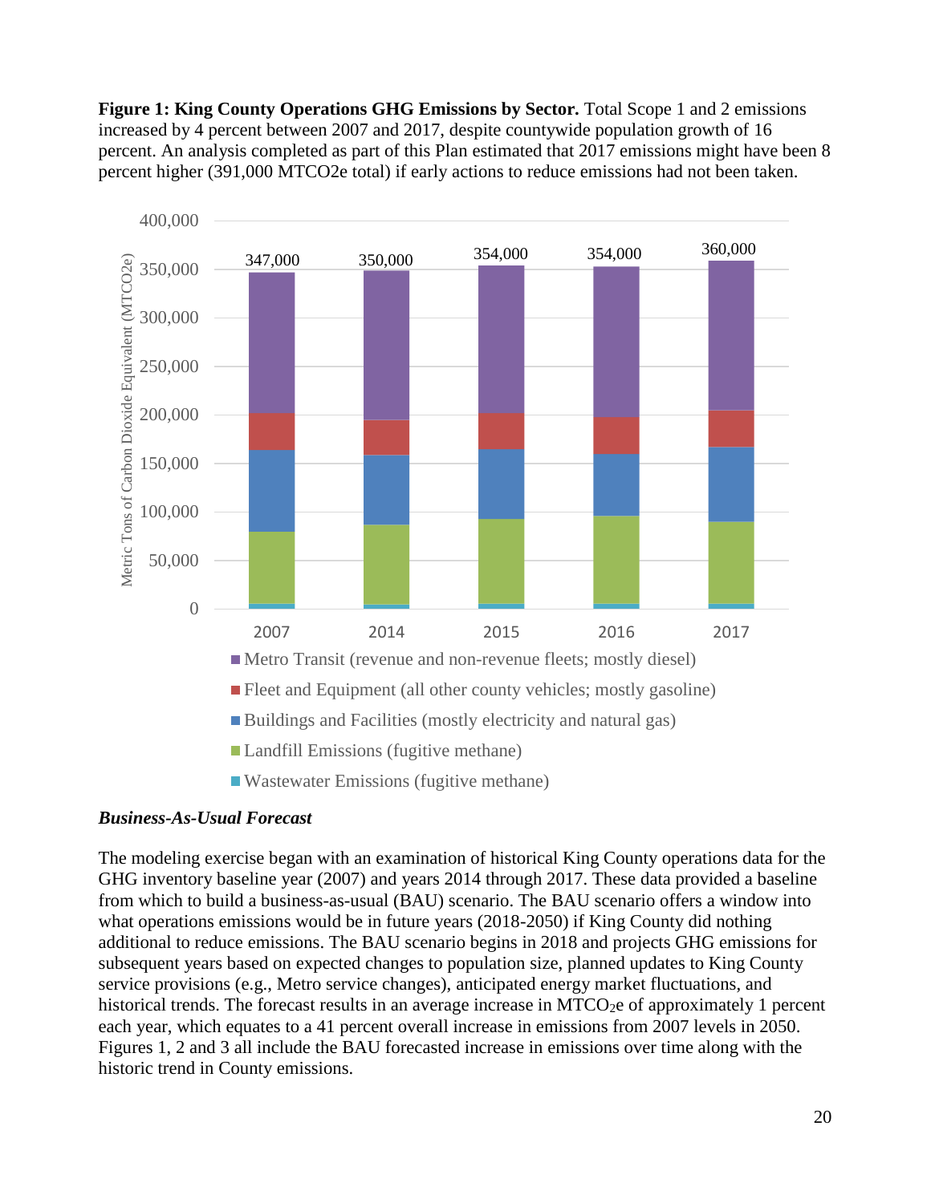**Figure 1: King County Operations GHG Emissions by Sector.** Total Scope 1 and 2 emissions increased by 4 percent between 2007 and 2017, despite countywide population growth of 16 percent. An analysis completed as part of this Plan estimated that 2017 emissions might have been 8 percent higher (391,000 MTCO2e total) if early actions to reduce emissions had not been taken.

### *Business-As-Usual Forecast*

The modeling exercise began with an examination of historical King County operations data for the GHG inventory baseline year (2007) and years 2014 through 2017. These data provided a baseline from which to build a business-as-usual (BAU) scenario. The BAU scenario offers a window into what operations emissions would be in future years (2018-2050) if King County did nothing additional to reduce emissions. The BAU scenario begins in 2018 and projects GHG emissions for subsequent years based on expected changes to population size, planned updates to King County service provisions (e.g., Metro service changes), anticipated energy market fluctuations, and historical trends. The forecast results in an average increase in $MTCO_2e$ of approximately 1 percent each year, which equates to a 41 percent overall increase in emissions from 2007 levels in 2050. Figures 1, 2 and 3 all include the BAU forecasted increase in emissions over time along with the historic trend in County emissions.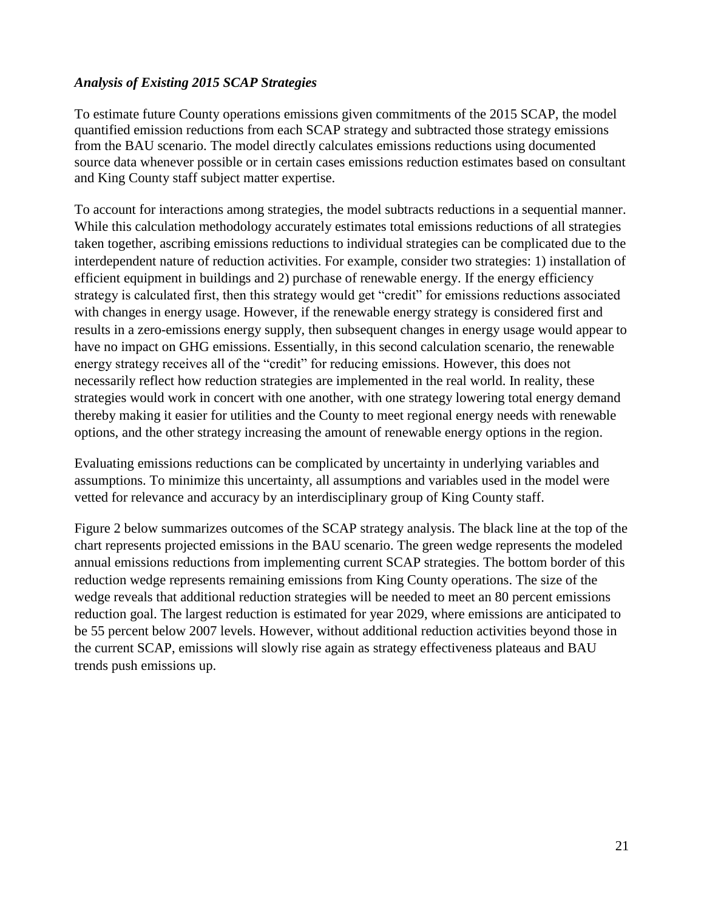### *Analysis of Existing 2015 SCAP Strategies*

To estimate future County operations emissions given commitments of the 2015 SCAP, the model quantified emission reductions from each SCAP strategy and subtracted those strategy emissions from the BAU scenario. The model directly calculates emissions reductions using documented source data whenever possible or in certain cases emissions reduction estimates based on consultant and King County staff subject matter expertise.

To account for interactions among strategies, the model subtracts reductions in a sequential manner. While this calculation methodology accurately estimates total emissions reductions of all strategies taken together, ascribing emissions reductions to individual strategies can be complicated due to the interdependent nature of reduction activities. For example, consider two strategies: 1) installation of efficient equipment in buildings and 2) purchase of renewable energy. If the energy efficiency strategy is calculated first, then this strategy would get "credit" for emissions reductions associated with changes in energy usage. However, if the renewable energy strategy is considered first and results in a zero-emissions energy supply, then subsequent changes in energy usage would appear to have no impact on GHG emissions. Essentially, in this second calculation scenario, the renewable energy strategy receives all of the "credit" for reducing emissions. However, this does not necessarily reflect how reduction strategies are implemented in the real world. In reality, these strategies would work in concert with one another, with one strategy lowering total energy demand thereby making it easier for utilities and the County to meet regional energy needs with renewable options, and the other strategy increasing the amount of renewable energy options in the region.

Evaluating emissions reductions can be complicated by uncertainty in underlying variables and assumptions. To minimize this uncertainty, all assumptions and variables used in the model were vetted for relevance and accuracy by an interdisciplinary group of King County staff.

Figure 2 below summarizes outcomes of the SCAP strategy analysis. The black line at the top of the chart represents projected emissions in the BAU scenario. The green wedge represents the modeled annual emissions reductions from implementing current SCAP strategies. The bottom border of this reduction wedge represents remaining emissions from King County operations. The size of the wedge reveals that additional reduction strategies will be needed to meet an 80 percent emissions reduction goal. The largest reduction is estimated for year 2029, where emissions are anticipated to be 55 percent below 2007 levels. However, without additional reduction activities beyond those in the current SCAP, emissions will slowly rise again as strategy effectiveness plateaus and BAU trends push emissions up.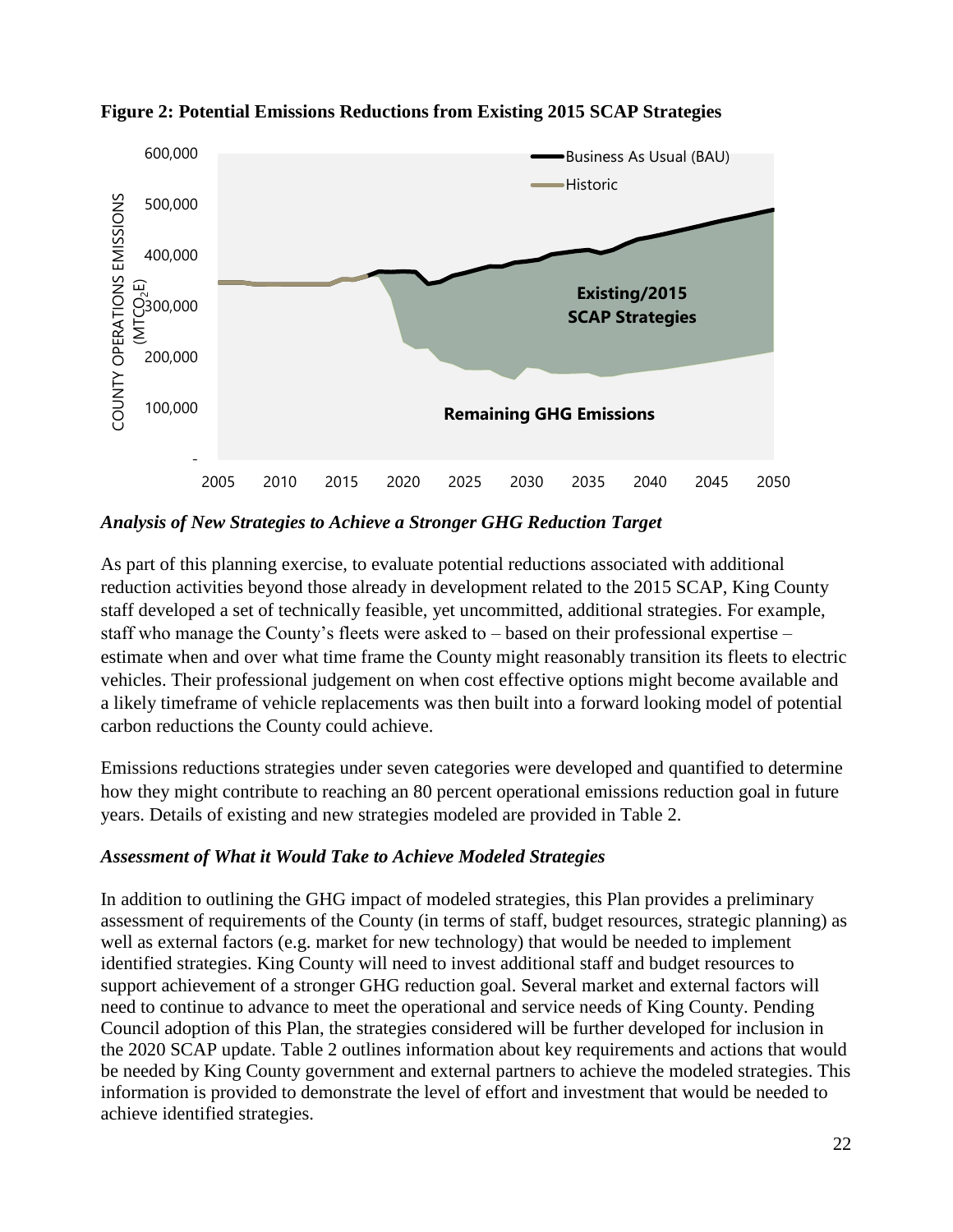**Figure 2: Potential Emissions Reductions from Existing 2015 SCAP Strategies**

## *Analysis of New Strategies to Achieve a Stronger GHG Reduction Target*

As part of this planning exercise, to evaluate potential reductions associated with additional reduction activities beyond those already in development related to the 2015 SCAP, King County staff developed a set of technically feasible, yet uncommitted, additional strategies. For example, staff who manage the County's fleets were asked to – based on their professional expertise – estimate when and over what time frame the County might reasonably transition its fleets to electric vehicles. Their professional judgement on when cost effective options might become available and a likely timeframe of vehicle replacements was then built into a forward looking model of potential carbon reductions the County could achieve.

Emissions reductions strategies under seven categories were developed and quantified to determine how they might contribute to reaching an 80 percent operational emissions reduction goal in future years. Details of existing and new strategies modeled are provided in Table 2.

## *Assessment of What it Would Take to Achieve Modeled Strategies*

In addition to outlining the GHG impact of modeled strategies, this Plan provides a preliminary assessment of requirements of the County (in terms of staff, budget resources, strategic planning) as well as external factors (e.g. market for new technology) that would be needed to implement identified strategies. King County will need to invest additional staff and budget resources to support achievement of a stronger GHG reduction goal. Several market and external factors will need to continue to advance to meet the operational and service needs of King County. Pending Council adoption of this Plan, the strategies considered will be further developed for inclusion in the 2020 SCAP update. Table 2 outlines information about key requirements and actions that would be needed by King County government and external partners to achieve the modeled strategies. This information is provided to demonstrate the level of effort and investment that would be needed to achieve identified strategies.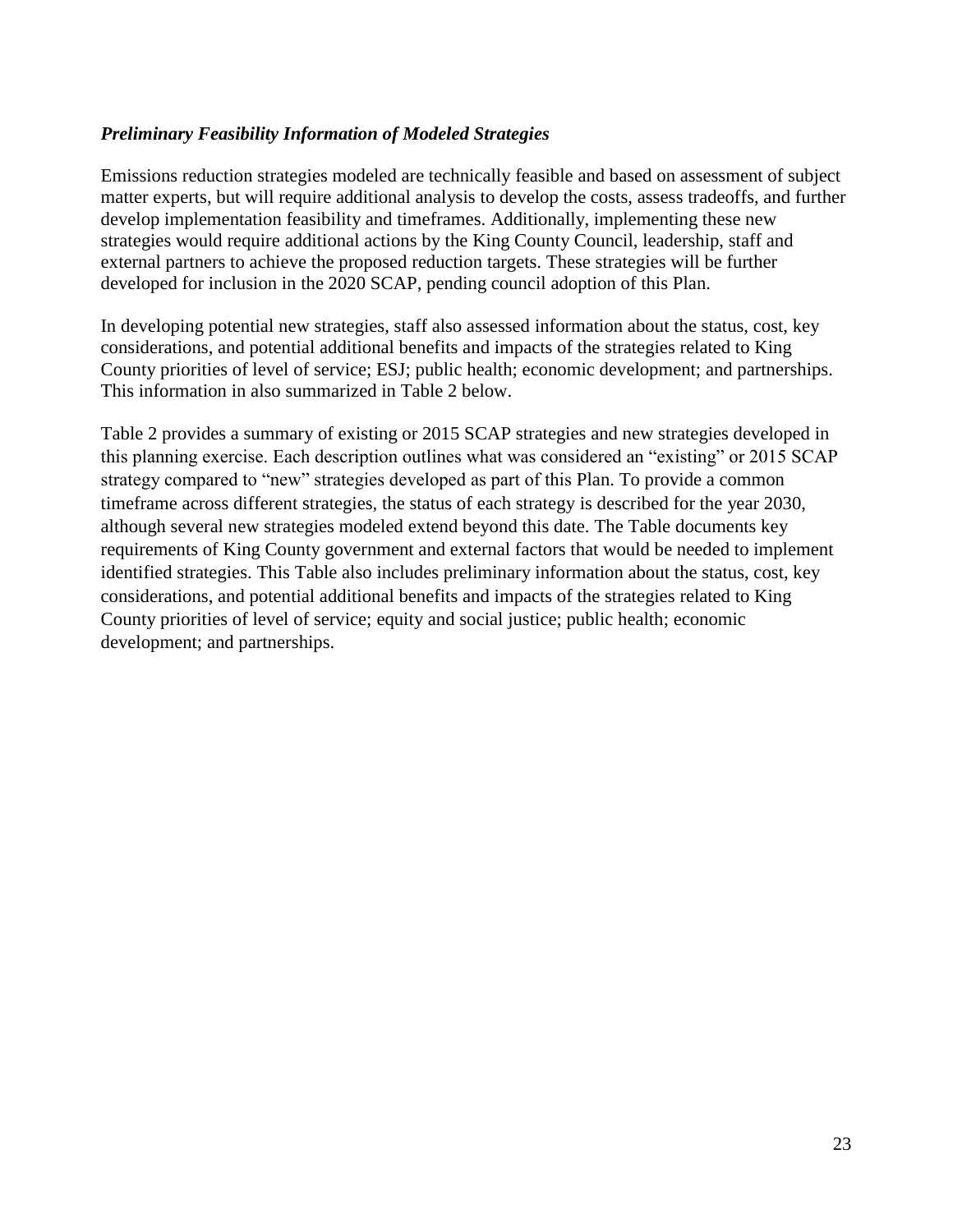### *Preliminary Feasibility Information of Modeled Strategies*

Emissions reduction strategies modeled are technically feasible and based on assessment of subject matter experts, but will require additional analysis to develop the costs, assess tradeoffs, and further develop implementation feasibility and timeframes. Additionally, implementing these new strategies would require additional actions by the King County Council, leadership, staff and external partners to achieve the proposed reduction targets. These strategies will be further developed for inclusion in the 2020 SCAP, pending council adoption of this Plan.

In developing potential new strategies, staff also assessed information about the status, cost, key considerations, and potential additional benefits and impacts of the strategies related to King County priorities of level of service; ESJ; public health; economic development; and partnerships. This information in also summarized in Table 2 below.

Table 2 provides a summary of existing or 2015 SCAP strategies and new strategies developed in this planning exercise. Each description outlines what was considered an "existing" or 2015 SCAP strategy compared to "new" strategies developed as part of this Plan. To provide a common timeframe across different strategies, the status of each strategy is described for the year 2030, although several new strategies modeled extend beyond this date. The Table documents key requirements of King County government and external factors that would be needed to implement identified strategies. This Table also includes preliminary information about the status, cost, key considerations, and potential additional benefits and impacts of the strategies related to King County priorities of level of service; equity and social justice; public health; economic development; and partnerships.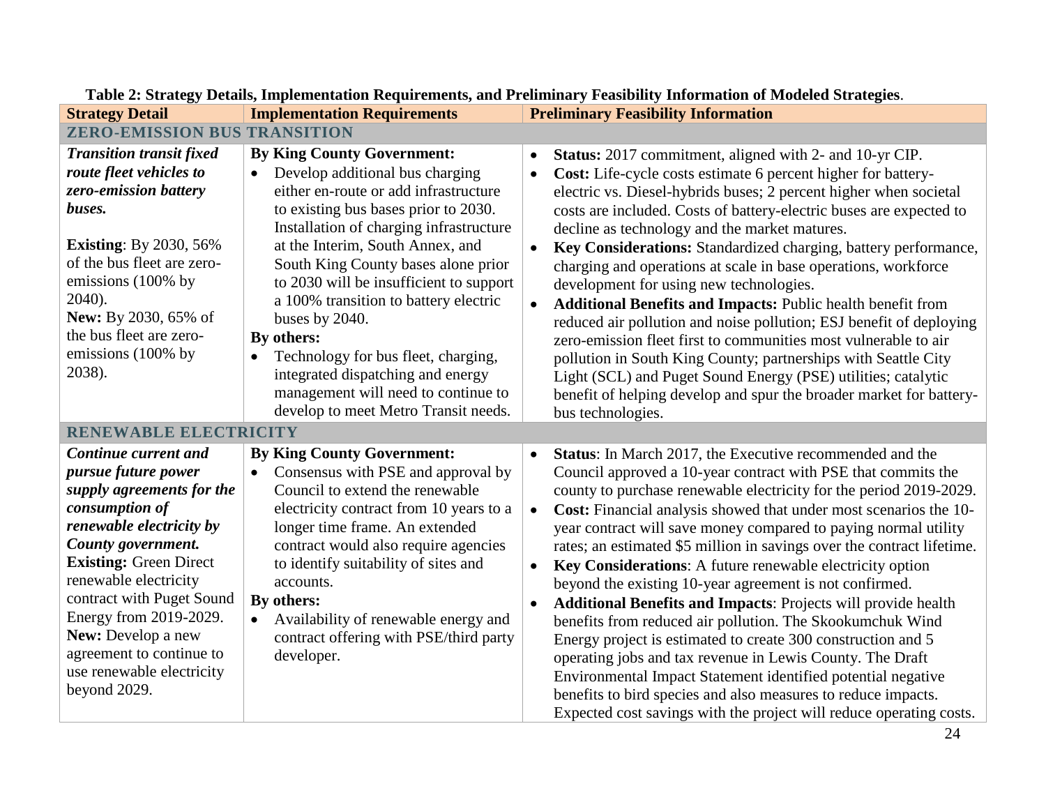**Table 2: Strategy Details, Implementation Requirements, and Preliminary Feasibility Information of Modeled Strategies**.

| Strategy Detail | Implementation Requirements | Preliminary Feasibility Information |
|---|---|---|
| **ZERO-EMISSION BUS TRANSITION** | | |
| ***Transition transit fixed route fleet vehicles to zero-emission battery buses.***<br><br>**Existing**: By 2030, 56% of the bus fleet are zero-emissions (100% by 2040).<br>**New:** By 2030, 65% of the bus fleet are zero-emissions (100% by 2038). | **By King County Government:**<br>• Develop additional bus charging either en-route or add infrastructure to existing bus bases prior to 2030. Installation of charging infrastructure at the Interim, South Annex, and South King County bases alone prior to 2030 will be insufficient to support a 100% transition to battery electric buses by 2040.<br>**By others:**<br>• Technology for bus fleet, charging, integrated dispatching and energy management will need to continue to develop to meet Metro Transit needs. | • **Status:** 2017 commitment, aligned with 2- and 10-yr CIP.<br>• **Cost:** Life-cycle costs estimate 6 percent higher for battery-electric vs. Diesel-hybrids buses; 2 percent higher when societal costs are included. Costs of battery-electric buses are expected to decline as technology and the market matures.<br>• **Key Considerations:** Standardized charging, battery performance, charging and operations at scale in base operations, workforce development for using new technologies.<br>• **Additional Benefits and Impacts:** Public health benefit from reduced air pollution and noise pollution; ESJ benefit of deploying zero-emission fleet first to communities most vulnerable to air pollution in South King County; partnerships with Seattle City Light (SCL) and Puget Sound Energy (PSE) utilities; catalytic benefit of helping develop and spur the broader market for battery-bus technologies. |
| **RENEWABLE ELECTRICITY** | | |
| ***Continue current and pursue future power supply agreements for the consumption of renewable electricity by County government.***<br>**Existing:** Green Direct renewable electricity contract with Puget Sound Energy from 2019-2029.<br>**New:** Develop a new agreement to continue to use renewable electricity beyond 2029. | **By King County Government:**<br>• Consensus with PSE and approval by Council to extend the renewable electricity contract from 10 years to a longer time frame. An extended contract would also require agencies to identify suitability of sites and accounts.<br>**By others:**<br>• Availability of renewable energy and contract offering with PSE/third party developer. | • **Status**: In March 2017, the Executive recommended and the Council approved a 10-year contract with PSE that commits the county to purchase renewable electricity for the period 2019-2029.<br>• **Cost:** Financial analysis showed that under most scenarios the 10-year contract will save money compared to paying normal utility rates; an estimated $5 million in savings over the contract lifetime.<br>• **Key Considerations**: A future renewable electricity option beyond the existing 10-year agreement is not confirmed.<br>• **Additional Benefits and Impacts**: Projects will provide health benefits from reduced air pollution. The Skookumchuk Wind Energy project is estimated to create 300 construction and 5 operating jobs and tax revenue in Lewis County. The Draft Environmental Impact Statement identified potential negative benefits to bird species and also measures to reduce impacts. Expected cost savings with the project will reduce operating costs. |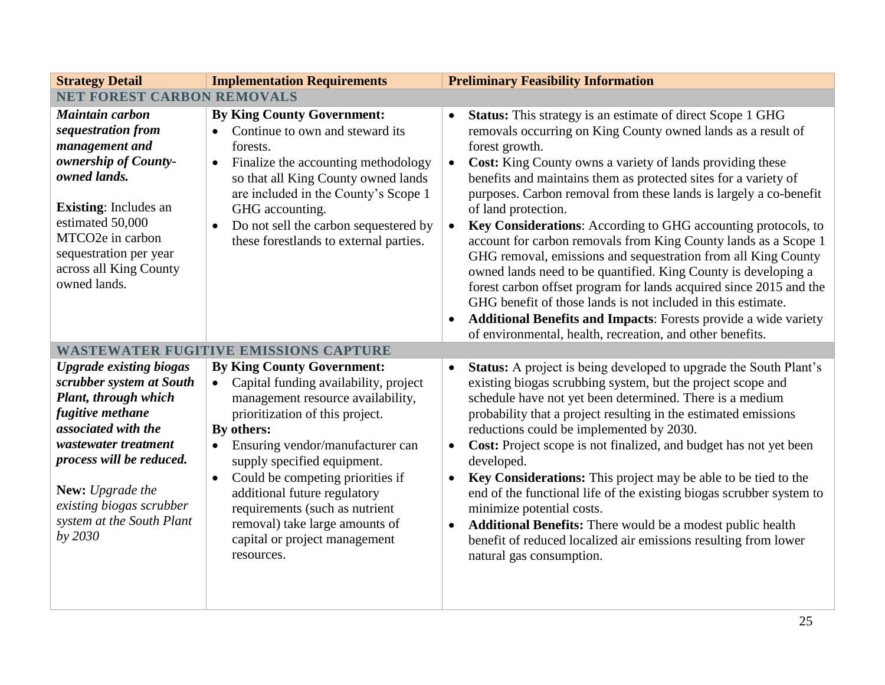| Strategy Detail | Implementation Requirements | Preliminary Feasibility Information |
|---|---|---|
| **NET FOREST CARBON REMOVALS** | | |
| ***Maintain carbon sequestration from management and ownership of County-owned lands.***<br><br>**Existing**: Includes an estimated 50,000 MTCO2e in carbon sequestration per year across all King County owned lands. | **By King County Government:**<br>• Continue to own and steward its forests.<br>• Finalize the accounting methodology so that all King County owned lands are included in the County's Scope 1 GHG accounting.<br>• Do not sell the carbon sequestered by these forestlands to external parties. | • **Status:** This strategy is an estimate of direct Scope 1 GHG removals occurring on King County owned lands as a result of forest growth.<br>• **Cost:** King County owns a variety of lands providing these benefits and maintains them as protected sites for a variety of purposes. Carbon removal from these lands is largely a co-benefit of land protection.<br>• **Key Considerations**: According to GHG accounting protocols, to account for carbon removals from King County lands as a Scope 1 GHG removal, emissions and sequestration from all King County owned lands need to be quantified. King County is developing a forest carbon offset program for lands acquired since 2015 and the GHG benefit of those lands is not included in this estimate.<br>• **Additional Benefits and Impacts**: Forests provide a wide variety of environmental, health, recreation, and other benefits. |
| **WASTEWATER FUGITIVE EMISSIONS CAPTURE** | | |
| ***Upgrade existing biogas scrubber system at South Plant, through which fugitive methane associated with the wastewater treatment process will be reduced.***<br><br>**New:** *Upgrade the existing biogas scrubber system at the South Plant by 2030* | **By King County Government:**<br>• Capital funding availability, project management resource availability, prioritization of this project.<br>**By others:**<br>• Ensuring vendor/manufacturer can supply specified equipment.<br>• Could be competing priorities if additional future regulatory requirements (such as nutrient removal) take large amounts of capital or project management resources. | • **Status:** A project is being developed to upgrade the South Plant's existing biogas scrubbing system, but the project scope and schedule have not yet been determined. There is a medium probability that a project resulting in the estimated emissions reductions could be implemented by 2030.<br>• **Cost:** Project scope is not finalized, and budget has not yet been developed.<br>• **Key Considerations:** This project may be able to be tied to the end of the functional life of the existing biogas scrubber system to minimize potential costs.<br>• **Additional Benefits:** There would be a modest public health benefit of reduced localized air emissions resulting from lower natural gas consumption. |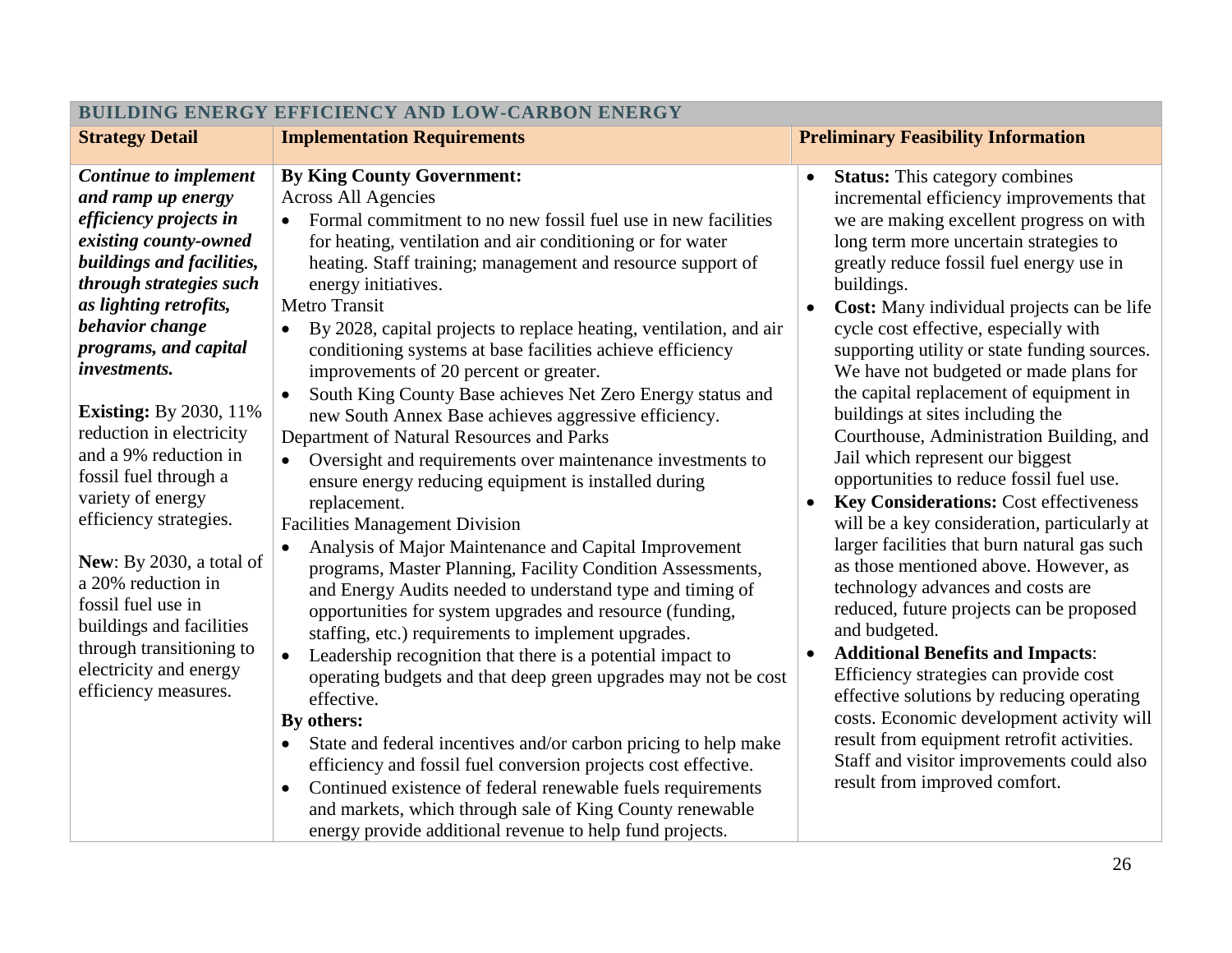| BUILDING ENERGY EFFICIENCY AND LOW-CARBON ENERGY | | |
|---|---|---|
| **Strategy Detail** | **Implementation Requirements** | **Preliminary Feasibility Information** |
| ***Continue to implement and ramp up energy efficiency projects in existing county-owned buildings and facilities, through strategies such as lighting retrofits, behavior change programs, and capital investments.***<br><br>**Existing:** By 2030, 11% reduction in electricity and a 9% reduction in fossil fuel through a variety of energy efficiency strategies.<br><br>**New**: By 2030, a total of a 20% reduction in fossil fuel use in buildings and facilities through transitioning to electricity and energy efficiency measures. | **By King County Government:**<br>Across All Agencies<br>• Formal commitment to no new fossil fuel use in new facilities for heating, ventilation and air conditioning or for water heating. Staff training; management and resource support of energy initiatives.<br>Metro Transit<br>• By 2028, capital projects to replace heating, ventilation, and air conditioning systems at base facilities achieve efficiency improvements of 20 percent or greater.<br>• South King County Base achieves Net Zero Energy status and new South Annex Base achieves aggressive efficiency.<br>Department of Natural Resources and Parks<br>• Oversight and requirements over maintenance investments to ensure energy reducing equipment is installed during replacement.<br>Facilities Management Division<br>• Analysis of Major Maintenance and Capital Improvement programs, Master Planning, Facility Condition Assessments, and Energy Audits needed to understand type and timing of opportunities for system upgrades and resource (funding, staffing, etc.) requirements to implement upgrades.<br>• Leadership recognition that there is a potential impact to operating budgets and that deep green upgrades may not be cost effective.<br>**By others:**<br>• State and federal incentives and/or carbon pricing to help make efficiency and fossil fuel conversion projects cost effective.<br>• Continued existence of federal renewable fuels requirements and markets, which through sale of King County renewable energy provide additional revenue to help fund projects. | • **Status:** This category combines incremental efficiency improvements that we are making excellent progress on with long term more uncertain strategies to greatly reduce fossil fuel energy use in buildings.<br>• **Cost:** Many individual projects can be life cycle cost effective, especially with supporting utility or state funding sources. We have not budgeted or made plans for the capital replacement of equipment in buildings at sites including the Courthouse, Administration Building, and Jail which represent our biggest opportunities to reduce fossil fuel use.<br>• **Key Considerations:** Cost effectiveness will be a key consideration, particularly at larger facilities that burn natural gas such as those mentioned above. However, as technology advances and costs are reduced, future projects can be proposed and budgeted.<br>• **Additional Benefits and Impacts**: Efficiency strategies can provide cost effective solutions by reducing operating costs. Economic development activity will result from equipment retrofit activities. Staff and visitor improvements could also result from improved comfort. |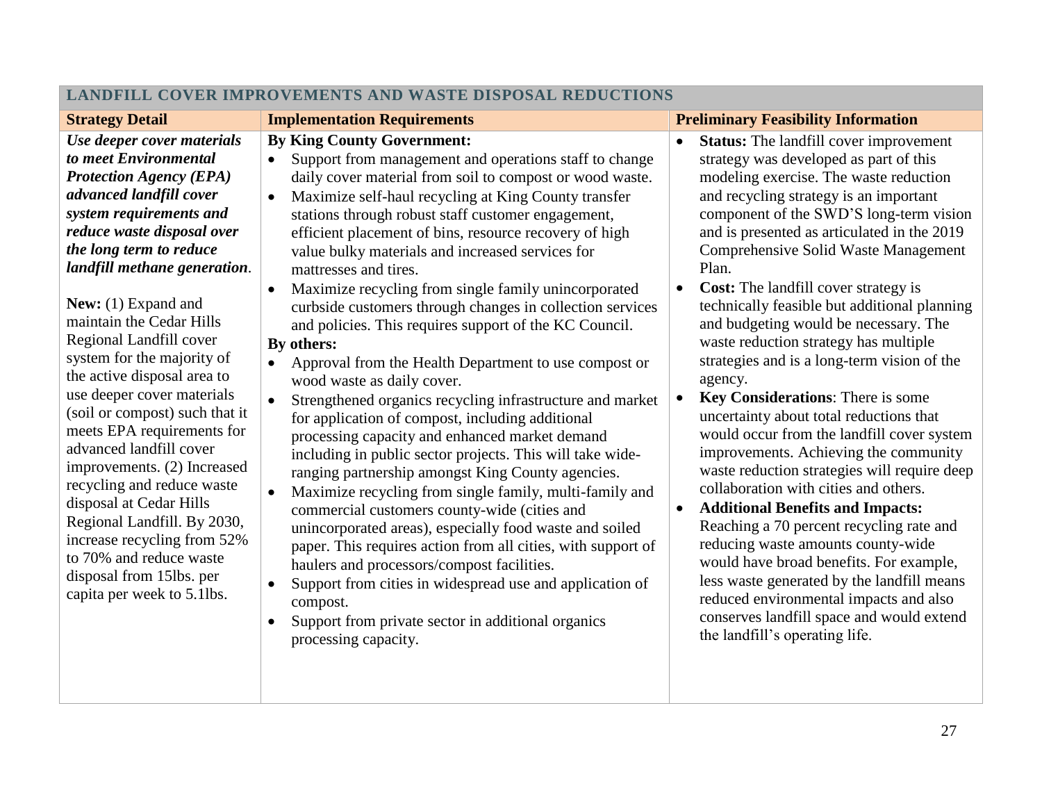| LANDFILL COVER IMPROVEMENTS AND WASTE DISPOSAL REDUCTIONS | | |
|---|---|---|
| **Strategy Detail** | **Implementation Requirements** | **Preliminary Feasibility Information** |
| ***Use deeper cover materials to meet Environmental Protection Agency (EPA) advanced landfill cover system requirements and reduce waste disposal over the long term to reduce landfill methane generation*.**<br><br>**New:** (1) Expand and maintain the Cedar Hills Regional Landfill cover system for the majority of the active disposal area to use deeper cover materials (soil or compost) such that it meets EPA requirements for advanced landfill cover improvements. (2) Increased recycling and reduce waste disposal at Cedar Hills Regional Landfill. By 2030, increase recycling from 52% to 70% and reduce waste disposal from 15lbs. per capita per week to 5.1lbs. | **By King County Government:**<br>• Support from management and operations staff to change daily cover material from soil to compost or wood waste.<br>• Maximize self-haul recycling at King County transfer stations through robust staff customer engagement, efficient placement of bins, resource recovery of high value bulky materials and increased services for mattresses and tires.<br>• Maximize recycling from single family unincorporated curbside customers through changes in collection services and policies. This requires support of the KC Council.<br>**By others:**<br>• Approval from the Health Department to use compost or wood waste as daily cover.<br>• Strengthened organics recycling infrastructure and market for application of compost, including additional processing capacity and enhanced market demand including in public sector projects. This will take wide-ranging partnership amongst King County agencies.<br>• Maximize recycling from single family, multi-family and commercial customers county-wide (cities and unincorporated areas), especially food waste and soiled paper. This requires action from all cities, with support of haulers and processors/compost facilities.<br>• Support from cities in widespread use and application of compost.<br>• Support from private sector in additional organics processing capacity. | • **Status:** The landfill cover improvement strategy was developed as part of this modeling exercise. The waste reduction and recycling strategy is an important component of the SWD'S long-term vision and is presented as articulated in the 2019 Comprehensive Solid Waste Management Plan.<br>• **Cost:** The landfill cover strategy is technically feasible but additional planning and budgeting would be necessary. The waste reduction strategy has multiple strategies and is a long-term vision of the agency.<br>• **Key Considerations**: There is some uncertainty about total reductions that would occur from the landfill cover system improvements. Achieving the community waste reduction strategies will require deep collaboration with cities and others.<br>• **Additional Benefits and Impacts:** Reaching a 70 percent recycling rate and reducing waste amounts county-wide would have broad benefits. For example, less waste generated by the landfill means reduced environmental impacts and also conserves landfill space and would extend the landfill's operating life. |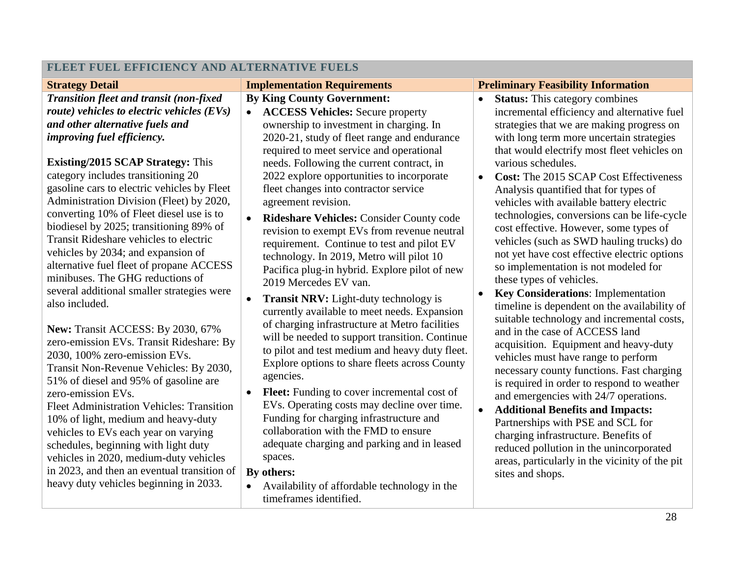| FLEET FUEL EFFICIENCY AND ALTERNATIVE FUELS | | |
|---|---|---|
| **Strategy Detail** | **Implementation Requirements** | **Preliminary Feasibility Information** |
| ***Transition fleet and transit (non-fixed route) vehicles to electric vehicles (EVs) and other alternative fuels and improving fuel efficiency.***<br><br>**Existing/2015 SCAP Strategy:** This category includes transitioning 20 gasoline cars to electric vehicles by Fleet Administration Division (Fleet) by 2020, converting 10% of Fleet diesel use is to biodiesel by 2025; transitioning 89% of Transit Rideshare vehicles to electric vehicles by 2034; and expansion of alternative fuel fleet of propane ACCESS minibuses. The GHG reductions of several additional smaller strategies were also included.<br><br>**New:** Transit ACCESS: By 2030, 67% zero-emission EVs. Transit Rideshare: By 2030, 100% zero-emission EVs.<br>Transit Non-Revenue Vehicles: By 2030, 51% of diesel and 95% of gasoline are zero-emission EVs.<br>Fleet Administration Vehicles: Transition 10% of light, medium and heavy-duty vehicles to EVs each year on varying schedules, beginning with light duty vehicles in 2020, medium-duty vehicles in 2023, and then an eventual transition of heavy duty vehicles beginning in 2033. | **By King County Government:**<br>• **ACCESS Vehicles:** Secure property ownership to investment in charging. In 2020-21, study of fleet range and endurance required to meet service and operational needs. Following the current contract, in 2022 explore opportunities to incorporate fleet changes into contractor service agreement revision.<br>• **Rideshare Vehicles:** Consider County code revision to exempt EVs from revenue neutral requirement. Continue to test and pilot EV technology. In 2019, Metro will pilot 10 Pacifica plug-in hybrid. Explore pilot of new 2019 Mercedes EV van.<br>• **Transit NRV:** Light-duty technology is currently available to meet needs. Expansion of charging infrastructure at Metro facilities will be needed to support transition. Continue to pilot and test medium and heavy duty fleet. Explore options to share fleets across County agencies.<br>• **Fleet:** Funding to cover incremental cost of EVs. Operating costs may decline over time. Funding for charging infrastructure and collaboration with the FMD to ensure adequate charging and parking and in leased spaces.<br><br>**By others:**<br>• Availability of affordable technology in the timeframes identified. | • **Status:** This category combines incremental efficiency and alternative fuel strategies that we are making progress on with long term more uncertain strategies that would electrify most fleet vehicles on various schedules.<br>• **Cost:** The 2015 SCAP Cost Effectiveness Analysis quantified that for types of vehicles with available battery electric technologies, conversions can be life-cycle cost effective. However, some types of vehicles (such as SWD hauling trucks) do not yet have cost effective electric options so implementation is not modeled for these types of vehicles.<br>• **Key Considerations**: Implementation timeline is dependent on the availability of suitable technology and incremental costs, and in the case of ACCESS land acquisition. Equipment and heavy-duty vehicles must have range to perform necessary county functions. Fast charging is required in order to respond to weather and emergencies with 24/7 operations.<br>• **Additional Benefits and Impacts:** Partnerships with PSE and SCL for charging infrastructure. Benefits of reduced pollution in the unincorporated areas, particularly in the vicinity of the pit sites and shops. |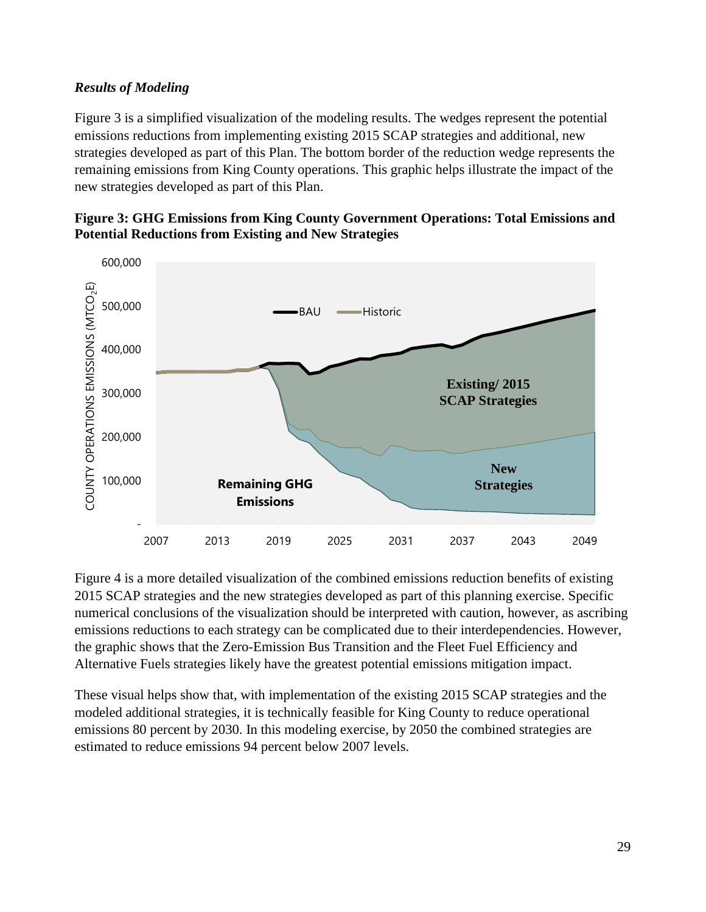### *Results of Modeling*

Figure 3 is a simplified visualization of the modeling results. The wedges represent the potential emissions reductions from implementing existing 2015 SCAP strategies and additional, new strategies developed as part of this Plan. The bottom border of the reduction wedge represents the remaining emissions from King County operations. This graphic helps illustrate the impact of the new strategies developed as part of this Plan.

**Figure 3: GHG Emissions from King County Government Operations: Total Emissions and Potential Reductions from Existing and New Strategies**

Figure 4 is a more detailed visualization of the combined emissions reduction benefits of existing 2015 SCAP strategies and the new strategies developed as part of this planning exercise. Specific numerical conclusions of the visualization should be interpreted with caution, however, as ascribing emissions reductions to each strategy can be complicated due to their interdependencies. However, the graphic shows that the Zero-Emission Bus Transition and the Fleet Fuel Efficiency and Alternative Fuels strategies likely have the greatest potential emissions mitigation impact.

These visual helps show that, with implementation of the existing 2015 SCAP strategies and the modeled additional strategies, it is technically feasible for King County to reduce operational emissions 80 percent by 2030. In this modeling exercise, by 2050 the combined strategies are estimated to reduce emissions 94 percent below 2007 levels.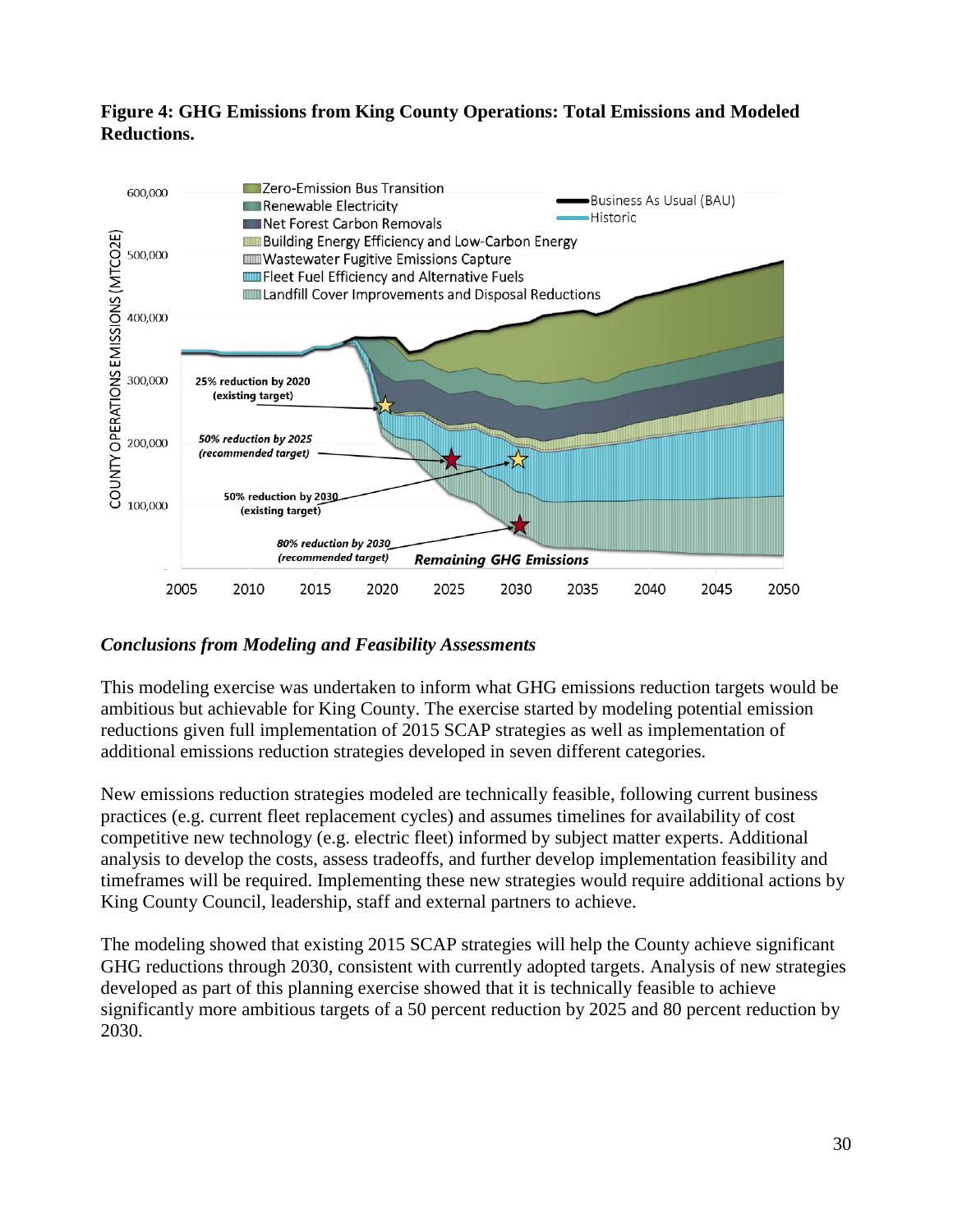**Figure 4: GHG Emissions from King County Operations: Total Emissions and Modeled Reductions.**

### *Conclusions from Modeling and Feasibility Assessments*

This modeling exercise was undertaken to inform what GHG emissions reduction targets would be ambitious but achievable for King County. The exercise started by modeling potential emission reductions given full implementation of 2015 SCAP strategies as well as implementation of additional emissions reduction strategies developed in seven different categories.

New emissions reduction strategies modeled are technically feasible, following current business practices (e.g. current fleet replacement cycles) and assumes timelines for availability of cost competitive new technology (e.g. electric fleet) informed by subject matter experts. Additional analysis to develop the costs, assess tradeoffs, and further develop implementation feasibility and timeframes will be required. Implementing these new strategies would require additional actions by King County Council, leadership, staff and external partners to achieve.

The modeling showed that existing 2015 SCAP strategies will help the County achieve significant GHG reductions through 2030, consistent with currently adopted targets. Analysis of new strategies developed as part of this planning exercise showed that it is technically feasible to achieve significantly more ambitious targets of a 50 percent reduction by 2025 and 80 percent reduction by 2030.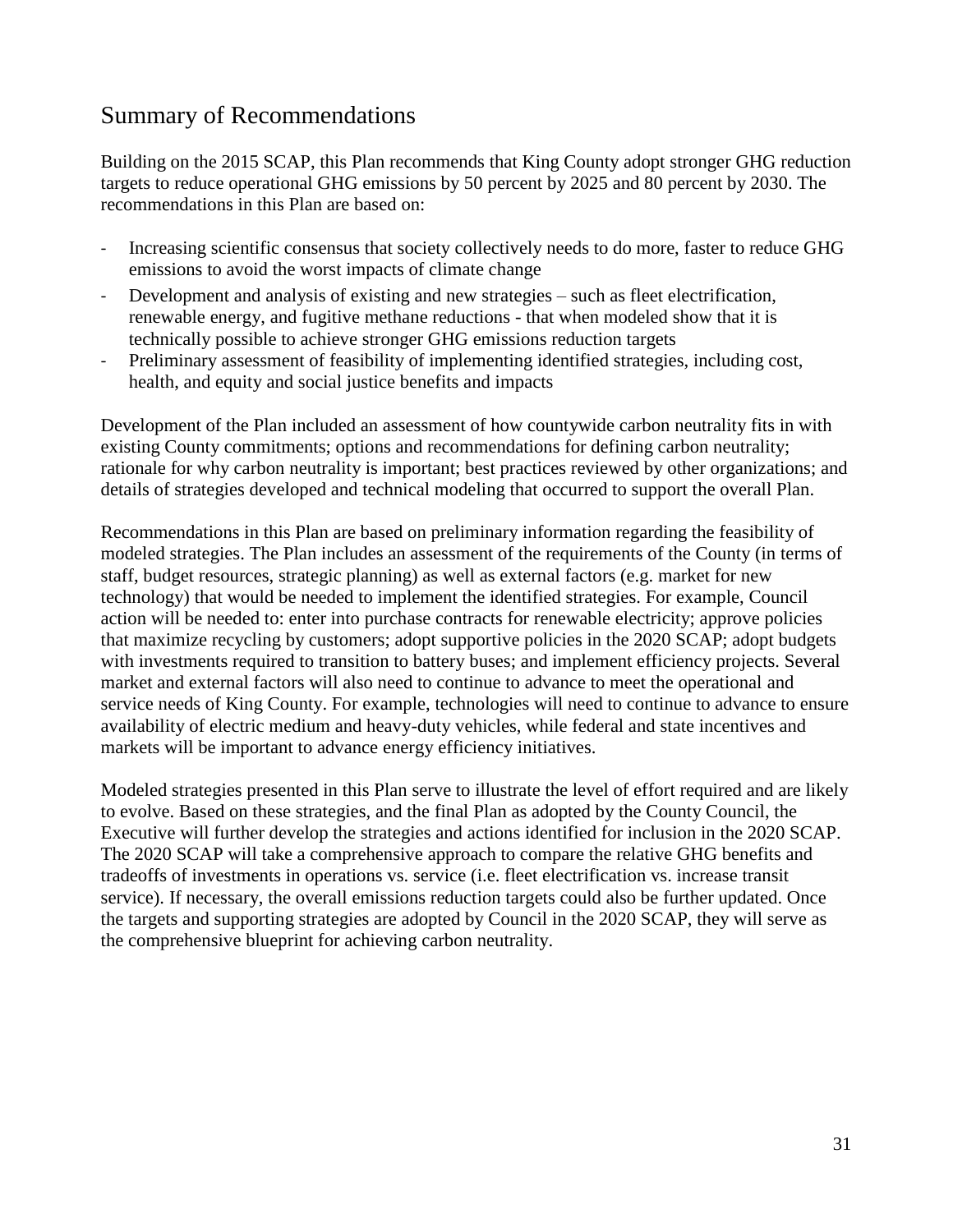## Summary of Recommendations

Building on the 2015 SCAP, this Plan recommends that King County adopt stronger GHG reduction targets to reduce operational GHG emissions by 50 percent by 2025 and 80 percent by 2030. The recommendations in this Plan are based on:

- Increasing scientific consensus that society collectively needs to do more, faster to reduce GHG emissions to avoid the worst impacts of climate change
- Development and analysis of existing and new strategies – such as fleet electrification, renewable energy, and fugitive methane reductions - that when modeled show that it is technically possible to achieve stronger GHG emissions reduction targets
- Preliminary assessment of feasibility of implementing identified strategies, including cost, health, and equity and social justice benefits and impacts

Development of the Plan included an assessment of how countywide carbon neutrality fits in with existing County commitments; options and recommendations for defining carbon neutrality; rationale for why carbon neutrality is important; best practices reviewed by other organizations; and details of strategies developed and technical modeling that occurred to support the overall Plan.

Recommendations in this Plan are based on preliminary information regarding the feasibility of modeled strategies. The Plan includes an assessment of the requirements of the County (in terms of staff, budget resources, strategic planning) as well as external factors (e.g. market for new technology) that would be needed to implement the identified strategies. For example, Council action will be needed to: enter into purchase contracts for renewable electricity; approve policies that maximize recycling by customers; adopt supportive policies in the 2020 SCAP; adopt budgets with investments required to transition to battery buses; and implement efficiency projects. Several market and external factors will also need to continue to advance to meet the operational and service needs of King County. For example, technologies will need to continue to advance to ensure availability of electric medium and heavy-duty vehicles, while federal and state incentives and markets will be important to advance energy efficiency initiatives.

Modeled strategies presented in this Plan serve to illustrate the level of effort required and are likely to evolve. Based on these strategies, and the final Plan as adopted by the County Council, the Executive will further develop the strategies and actions identified for inclusion in the 2020 SCAP. The 2020 SCAP will take a comprehensive approach to compare the relative GHG benefits and tradeoffs of investments in operations vs. service (i.e. fleet electrification vs. increase transit service). If necessary, the overall emissions reduction targets could also be further updated. Once the targets and supporting strategies are adopted by Council in the 2020 SCAP, they will serve as the comprehensive blueprint for achieving carbon neutrality.